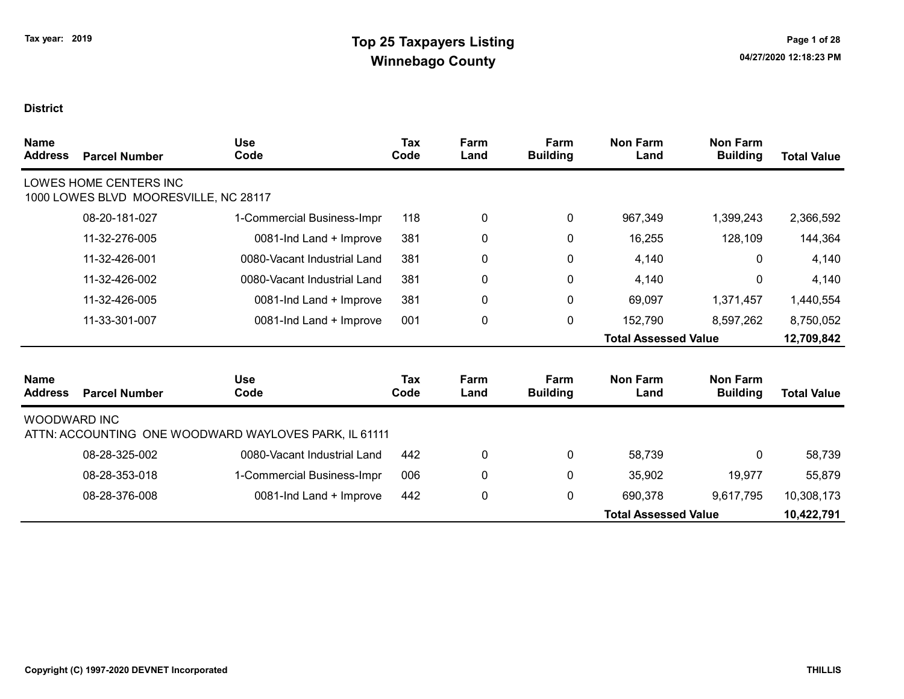Tax year: 2019

# Top 25 Taxpayers Listing
## Winnebago County

**District**

| Name / Address | Parcel Number | Use Code | Tax Code | Farm Land | Farm Building | Non Farm Land | Non Farm Building | Total Value |
|---|---|---|---|---|---|---|---|---|
| LOWES HOME CENTERS INC<br>1000 LOWES BLVD MOORESVILLE, NC 28117 | | | | | | | | |
| | 08-20-181-027 | 1-Commercial Business-Impr | 118 | 0 | 0 | 967,349 | 1,399,243 | 2,366,592 |
| | 11-32-276-005 | 0081-Ind Land + Improve | 381 | 0 | 0 | 16,255 | 128,109 | 144,364 |
| | 11-32-426-001 | 0080-Vacant Industrial Land | 381 | 0 | 0 | 4,140 | 0 | 4,140 |
| | 11-32-426-002 | 0080-Vacant Industrial Land | 381 | 0 | 0 | 4,140 | 0 | 4,140 |
| | 11-32-426-005 | 0081-Ind Land + Improve | 381 | 0 | 0 | 69,097 | 1,371,457 | 1,440,554 |
| | 11-33-301-007 | 0081-Ind Land + Improve | 001 | 0 | 0 | 152,790 | 8,597,262 | 8,750,052 |
| | | | | | | **Total Assessed Value** | | **12,709,842** |

| Name / Address | Parcel Number | Use Code | Tax Code | Farm Land | Farm Building | Non Farm Land | Non Farm Building | Total Value |
|---|---|---|---|---|---|---|---|---|
| WOODWARD INC<br>ATTN: ACCOUNTING ONE WOODWARD WAYLOVES PARK, IL 61111 | | | | | | | | |
| | 08-28-325-002 | 0080-Vacant Industrial Land | 442 | 0 | 0 | 58,739 | 0 | 58,739 |
| | 08-28-353-018 | 1-Commercial Business-Impr | 006 | 0 | 0 | 35,902 | 19,977 | 55,879 |
| | 08-28-376-008 | 0081-Ind Land + Improve | 442 | 0 | 0 | 690,378 | 9,617,795 | 10,308,173 |
| | | | | | | **Total Assessed Value** | | **10,422,791** |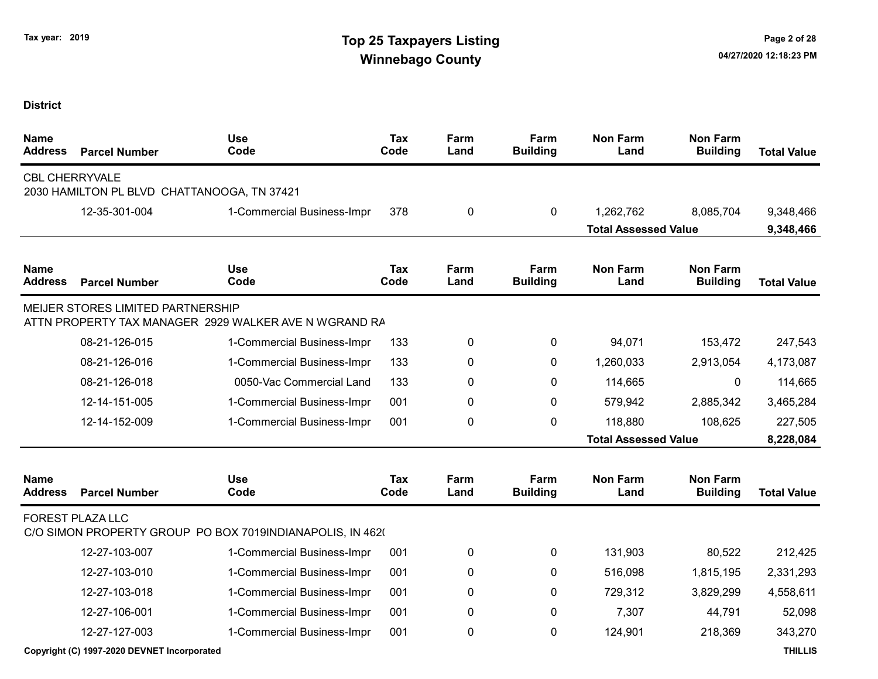Tax year: 2019

# Top 25 Taxpayers Listing
## Winnebago County

**District**

| Name Address | Parcel Number | Use Code | Tax Code | Farm Land | Farm Building | Non Farm Land | Non Farm Building | Total Value |
|---|---|---|---|---|---|---|---|---|
| CBL CHERRYVALE | | | | | | | | |
| 2030 HAMILTON PL BLVD CHATTANOOGA, TN 37421 | | | | | | | | |
| | 12-35-301-004 | 1-Commercial Business-Impr | 378 | 0 | 0 | 1,262,762 | 8,085,704 | 9,348,466 |
| | | | | | | **Total Assessed Value** | | **9,348,466** |

| Name Address | Parcel Number | Use Code | Tax Code | Farm Land | Farm Building | Non Farm Land | Non Farm Building | Total Value |
|---|---|---|---|---|---|---|---|---|
| MEIJER STORES LIMITED PARTNERSHIP | | | | | | | | |
| ATTN PROPERTY TAX MANAGER 2929 WALKER AVE N WGRAND RA | | | | | | | | |
| | 08-21-126-015 | 1-Commercial Business-Impr | 133 | 0 | 0 | 94,071 | 153,472 | 247,543 |
| | 08-21-126-016 | 1-Commercial Business-Impr | 133 | 0 | 0 | 1,260,033 | 2,913,054 | 4,173,087 |
| | 08-21-126-018 | 0050-Vac Commercial Land | 133 | 0 | 0 | 114,665 | 0 | 114,665 |
| | 12-14-151-005 | 1-Commercial Business-Impr | 001 | 0 | 0 | 579,942 | 2,885,342 | 3,465,284 |
| | 12-14-152-009 | 1-Commercial Business-Impr | 001 | 0 | 0 | 118,880 | 108,625 | 227,505 |
| | | | | | | **Total Assessed Value** | | **8,228,084** |

| Name Address | Parcel Number | Use Code | Tax Code | Farm Land | Farm Building | Non Farm Land | Non Farm Building | Total Value |
|---|---|---|---|---|---|---|---|---|
| FOREST PLAZA LLC | | | | | | | | |
| C/O SIMON PROPERTY GROUP PO BOX 7019INDIANAPOLIS, IN 462( | | | | | | | | |
| | 12-27-103-007 | 1-Commercial Business-Impr | 001 | 0 | 0 | 131,903 | 80,522 | 212,425 |
| | 12-27-103-010 | 1-Commercial Business-Impr | 001 | 0 | 0 | 516,098 | 1,815,195 | 2,331,293 |
| | 12-27-103-018 | 1-Commercial Business-Impr | 001 | 0 | 0 | 729,312 | 3,829,299 | 4,558,611 |
| | 12-27-106-001 | 1-Commercial Business-Impr | 001 | 0 | 0 | 7,307 | 44,791 | 52,098 |
| | 12-27-127-003 | 1-Commercial Business-Impr | 001 | 0 | 0 | 124,901 | 218,369 | 343,270 |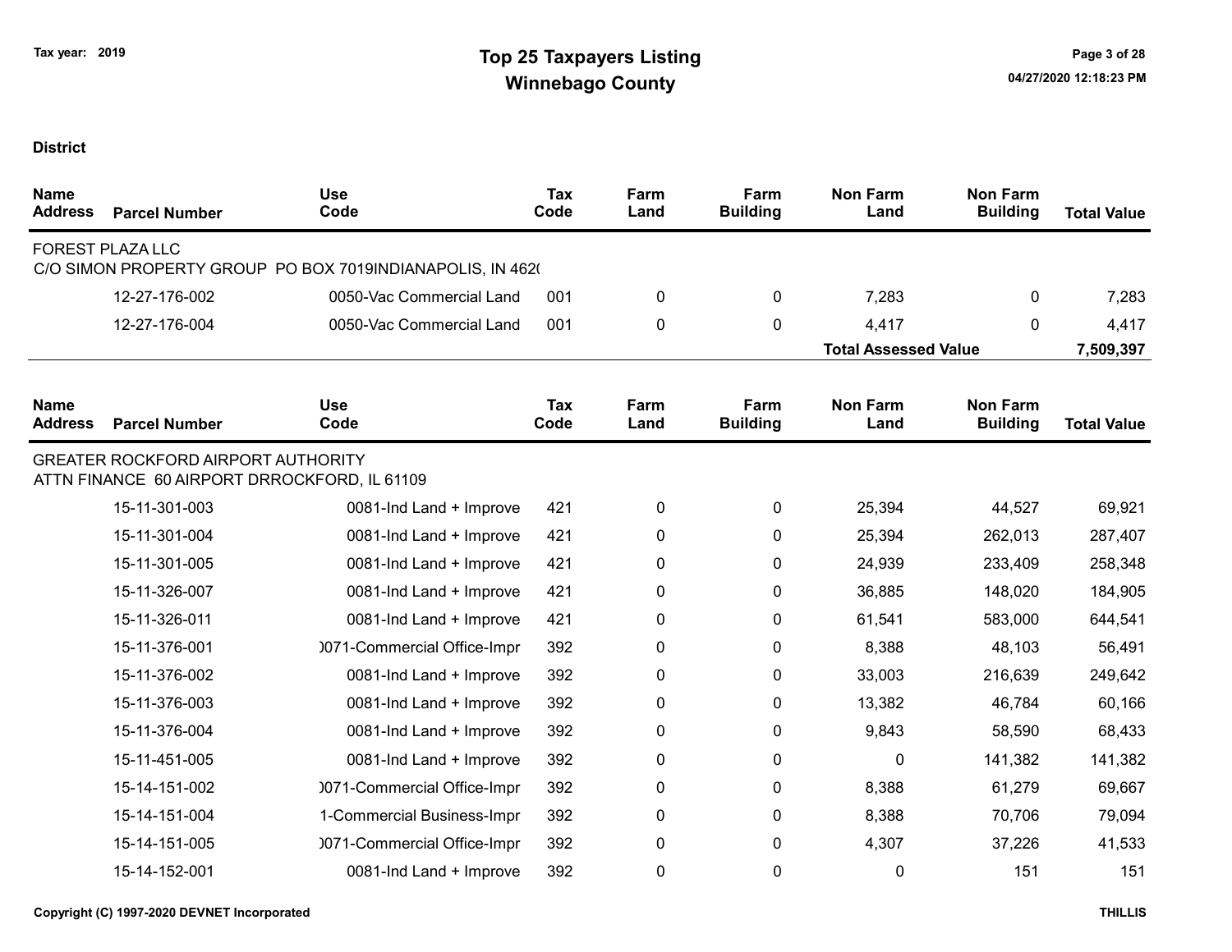**Tax year: 2019**

# Top 25 Taxpayers Listing
## Winnebago County

**District**

| Name Address | Parcel Number | Use Code | Tax Code | Farm Land | Farm Building | Non Farm Land | Non Farm Building | Total Value |
|---|---|---|---|---|---|---|---|---|
| FOREST PLAZA LLC | | | | | | | | |
| C/O SIMON PROPERTY GROUP PO BOX 7019INDIANAPOLIS, IN 462( | | | | | | | | |
| | 12-27-176-002 | 0050-Vac Commercial Land | 001 | 0 | 0 | 7,283 | 0 | 7,283 |
| | 12-27-176-004 | 0050-Vac Commercial Land | 001 | 0 | 0 | 4,417 | 0 | 4,417 |
| | | | | | | **Total Assessed Value** | | **7,509,397** |

| Name Address | Parcel Number | Use Code | Tax Code | Farm Land | Farm Building | Non Farm Land | Non Farm Building | Total Value |
|---|---|---|---|---|---|---|---|---|
| GREATER ROCKFORD AIRPORT AUTHORITY | | | | | | | | |
| ATTN FINANCE 60 AIRPORT DRROCKFORD, IL 61109 | | | | | | | | |
| | 15-11-301-003 | 0081-Ind Land + Improve | 421 | 0 | 0 | 25,394 | 44,527 | 69,921 |
| | 15-11-301-004 | 0081-Ind Land + Improve | 421 | 0 | 0 | 25,394 | 262,013 | 287,407 |
| | 15-11-301-005 | 0081-Ind Land + Improve | 421 | 0 | 0 | 24,939 | 233,409 | 258,348 |
| | 15-11-326-007 | 0081-Ind Land + Improve | 421 | 0 | 0 | 36,885 | 148,020 | 184,905 |
| | 15-11-326-011 | 0081-Ind Land + Improve | 421 | 0 | 0 | 61,541 | 583,000 | 644,541 |
| | 15-11-376-001 | )071-Commercial Office-Impr | 392 | 0 | 0 | 8,388 | 48,103 | 56,491 |
| | 15-11-376-002 | 0081-Ind Land + Improve | 392 | 0 | 0 | 33,003 | 216,639 | 249,642 |
| | 15-11-376-003 | 0081-Ind Land + Improve | 392 | 0 | 0 | 13,382 | 46,784 | 60,166 |
| | 15-11-376-004 | 0081-Ind Land + Improve | 392 | 0 | 0 | 9,843 | 58,590 | 68,433 |
| | 15-11-451-005 | 0081-Ind Land + Improve | 392 | 0 | 0 | 0 | 141,382 | 141,382 |
| | 15-14-151-002 | )071-Commercial Office-Impr | 392 | 0 | 0 | 8,388 | 61,279 | 69,667 |
| | 15-14-151-004 | 1-Commercial Business-Impr | 392 | 0 | 0 | 8,388 | 70,706 | 79,094 |
| | 15-14-151-005 | )071-Commercial Office-Impr | 392 | 0 | 0 | 4,307 | 37,226 | 41,533 |
| | 15-14-152-001 | 0081-Ind Land + Improve | 392 | 0 | 0 | 0 | 151 | 151 |

Copyright (C) 1997-2020 DEVNET Incorporated

THILLIS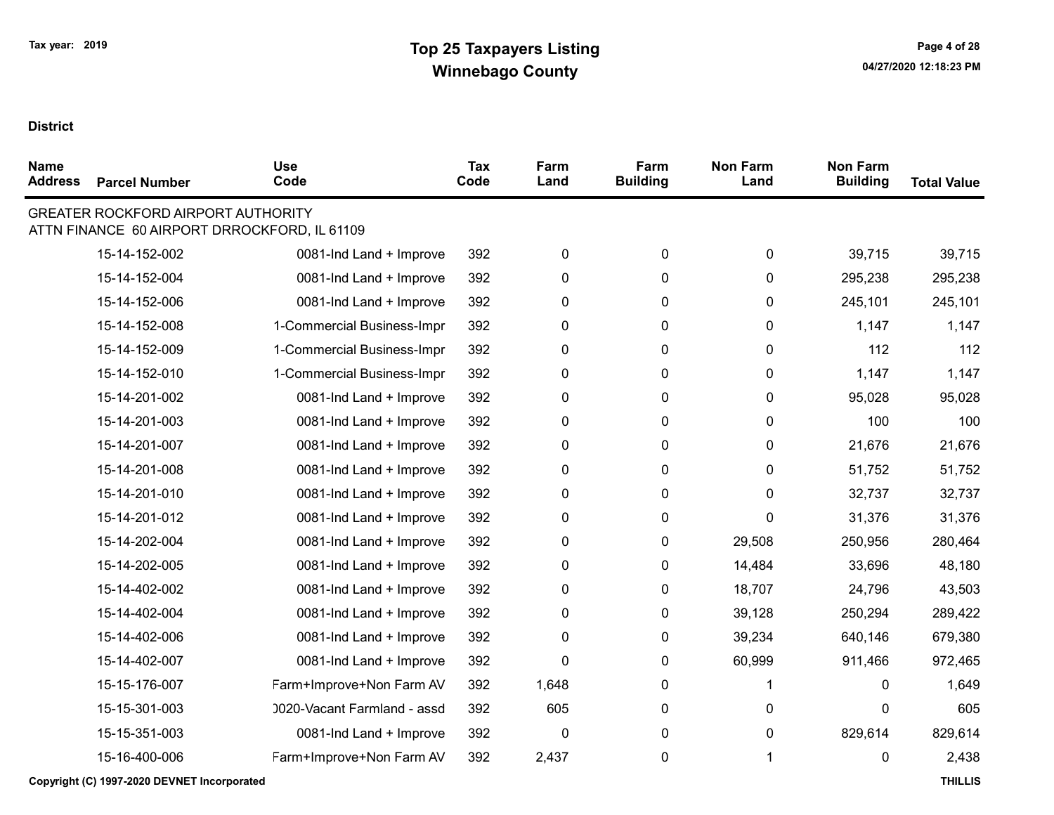# Top 25 Taxpayers Listing

## Winnebago County

Tax year: 2019

**District**

| Name Address | Parcel Number | Use Code | Tax Code | Farm Land | Farm Building | Non Farm Land | Non Farm Building | Total Value |
|---|---|---|---|---|---|---|---|---|
| GREATER ROCKFORD AIRPORT AUTHORITY<br>ATTN FINANCE 60 AIRPORT DRROCKFORD, IL 61109 | | | | | | | | |
| | 15-14-152-002 | 0081-Ind Land + Improve | 392 | 0 | 0 | 0 | 39,715 | 39,715 |
| | 15-14-152-004 | 0081-Ind Land + Improve | 392 | 0 | 0 | 0 | 295,238 | 295,238 |
| | 15-14-152-006 | 0081-Ind Land + Improve | 392 | 0 | 0 | 0 | 245,101 | 245,101 |
| | 15-14-152-008 | 1-Commercial Business-Impr | 392 | 0 | 0 | 0 | 1,147 | 1,147 |
| | 15-14-152-009 | 1-Commercial Business-Impr | 392 | 0 | 0 | 0 | 112 | 112 |
| | 15-14-152-010 | 1-Commercial Business-Impr | 392 | 0 | 0 | 0 | 1,147 | 1,147 |
| | 15-14-201-002 | 0081-Ind Land + Improve | 392 | 0 | 0 | 0 | 95,028 | 95,028 |
| | 15-14-201-003 | 0081-Ind Land + Improve | 392 | 0 | 0 | 0 | 100 | 100 |
| | 15-14-201-007 | 0081-Ind Land + Improve | 392 | 0 | 0 | 0 | 21,676 | 21,676 |
| | 15-14-201-008 | 0081-Ind Land + Improve | 392 | 0 | 0 | 0 | 51,752 | 51,752 |
| | 15-14-201-010 | 0081-Ind Land + Improve | 392 | 0 | 0 | 0 | 32,737 | 32,737 |
| | 15-14-201-012 | 0081-Ind Land + Improve | 392 | 0 | 0 | 0 | 31,376 | 31,376 |
| | 15-14-202-004 | 0081-Ind Land + Improve | 392 | 0 | 0 | 29,508 | 250,956 | 280,464 |
| | 15-14-202-005 | 0081-Ind Land + Improve | 392 | 0 | 0 | 14,484 | 33,696 | 48,180 |
| | 15-14-402-002 | 0081-Ind Land + Improve | 392 | 0 | 0 | 18,707 | 24,796 | 43,503 |
| | 15-14-402-004 | 0081-Ind Land + Improve | 392 | 0 | 0 | 39,128 | 250,294 | 289,422 |
| | 15-14-402-006 | 0081-Ind Land + Improve | 392 | 0 | 0 | 39,234 | 640,146 | 679,380 |
| | 15-14-402-007 | 0081-Ind Land + Improve | 392 | 0 | 0 | 60,999 | 911,466 | 972,465 |
| | 15-15-176-007 | Farm+Improve+Non Farm AV | 392 | 1,648 | 0 | 1 | 0 | 1,649 |
| | 15-15-301-003 | 0020-Vacant Farmland - assd | 392 | 605 | 0 | 0 | 0 | 605 |
| | 15-15-351-003 | 0081-Ind Land + Improve | 392 | 0 | 0 | 0 | 829,614 | 829,614 |
| | 15-16-400-006 | Farm+Improve+Non Farm AV | 392 | 2,437 | 0 | 1 | 0 | 2,438 |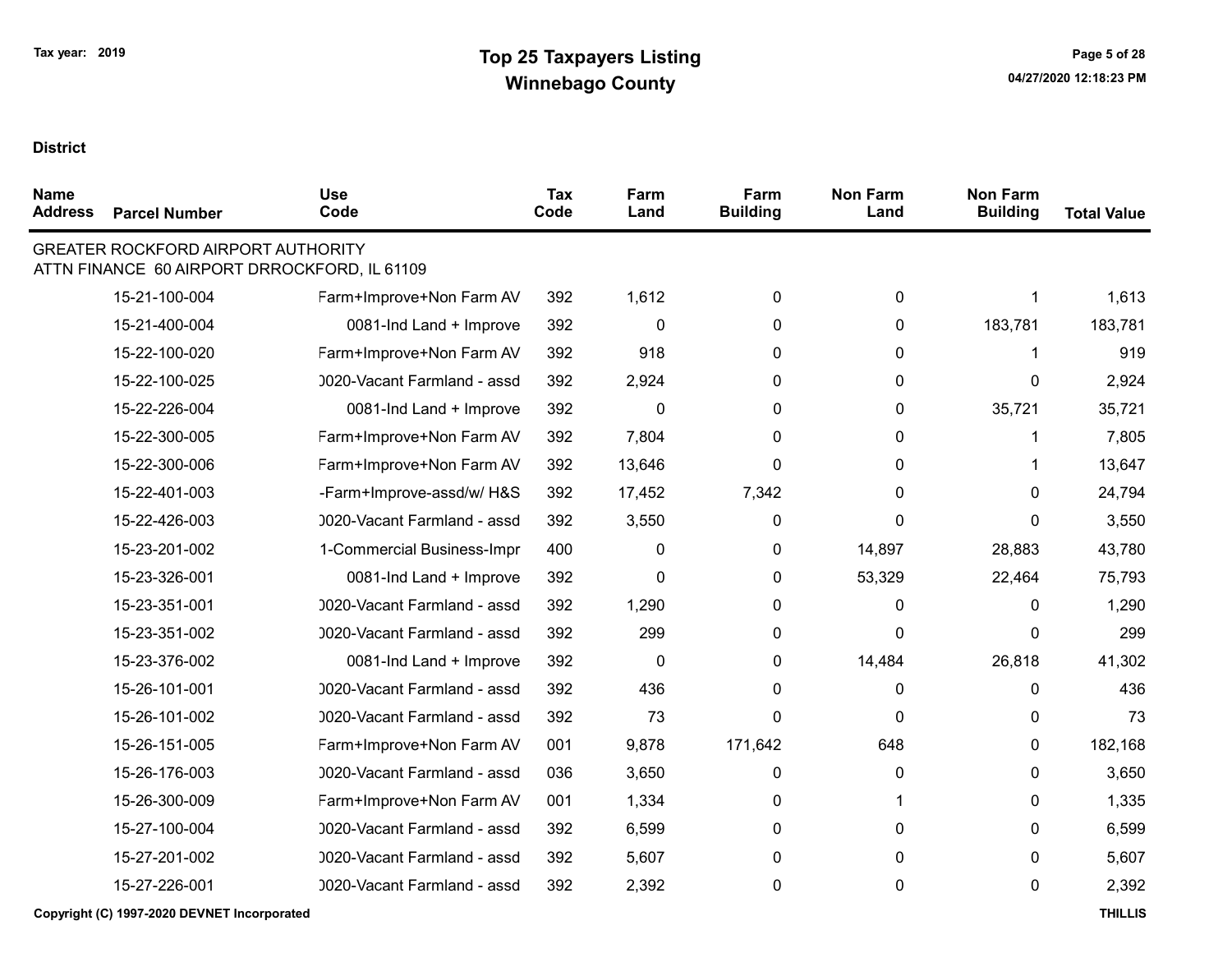Tax year: 2019

# Top 25 Taxpayers Listing
## Winnebago County

04/27/2020 12:18:23 PM

**District**

| Name Address | Parcel Number | Use Code | Tax Code | Farm Land | Farm Building | Non Farm Land | Non Farm Building | Total Value |
|---|---|---|---|---|---|---|---|---|
| GREATER ROCKFORD AIRPORT AUTHORITY ATTN FINANCE 60 AIRPORT DRROCKFORD, IL 61109 | | | | | | | | |
| | 15-21-100-004 | Farm+Improve+Non Farm AV | 392 | 1,612 | 0 | 0 | 1 | 1,613 |
| | 15-21-400-004 | 0081-Ind Land + Improve | 392 | 0 | 0 | 0 | 183,781 | 183,781 |
| | 15-22-100-020 | Farm+Improve+Non Farm AV | 392 | 918 | 0 | 0 | 1 | 919 |
| | 15-22-100-025 | 0020-Vacant Farmland - assd | 392 | 2,924 | 0 | 0 | 0 | 2,924 |
| | 15-22-226-004 | 0081-Ind Land + Improve | 392 | 0 | 0 | 0 | 35,721 | 35,721 |
| | 15-22-300-005 | Farm+Improve+Non Farm AV | 392 | 7,804 | 0 | 0 | 1 | 7,805 |
| | 15-22-300-006 | Farm+Improve+Non Farm AV | 392 | 13,646 | 0 | 0 | 1 | 13,647 |
| | 15-22-401-003 | -Farm+Improve-assd/w/ H&S | 392 | 17,452 | 7,342 | 0 | 0 | 24,794 |
| | 15-22-426-003 | 0020-Vacant Farmland - assd | 392 | 3,550 | 0 | 0 | 0 | 3,550 |
| | 15-23-201-002 | 1-Commercial Business-Impr | 400 | 0 | 0 | 14,897 | 28,883 | 43,780 |
| | 15-23-326-001 | 0081-Ind Land + Improve | 392 | 0 | 0 | 53,329 | 22,464 | 75,793 |
| | 15-23-351-001 | 0020-Vacant Farmland - assd | 392 | 1,290 | 0 | 0 | 0 | 1,290 |
| | 15-23-351-002 | 0020-Vacant Farmland - assd | 392 | 299 | 0 | 0 | 0 | 299 |
| | 15-23-376-002 | 0081-Ind Land + Improve | 392 | 0 | 0 | 14,484 | 26,818 | 41,302 |
| | 15-26-101-001 | 0020-Vacant Farmland - assd | 392 | 436 | 0 | 0 | 0 | 436 |
| | 15-26-101-002 | 0020-Vacant Farmland - assd | 392 | 73 | 0 | 0 | 0 | 73 |
| | 15-26-151-005 | Farm+Improve+Non Farm AV | 001 | 9,878 | 171,642 | 648 | 0 | 182,168 |
| | 15-26-176-003 | 0020-Vacant Farmland - assd | 036 | 3,650 | 0 | 0 | 0 | 3,650 |
| | 15-26-300-009 | Farm+Improve+Non Farm AV | 001 | 1,334 | 0 | 1 | 0 | 1,335 |
| | 15-27-100-004 | 0020-Vacant Farmland - assd | 392 | 6,599 | 0 | 0 | 0 | 6,599 |
| | 15-27-201-002 | 0020-Vacant Farmland - assd | 392 | 5,607 | 0 | 0 | 0 | 5,607 |
| | 15-27-226-001 | 0020-Vacant Farmland - assd | 392 | 2,392 | 0 | 0 | 0 | 2,392 |

Copyright (C) 1997-2020 DEVNET Incorporated

THILLIS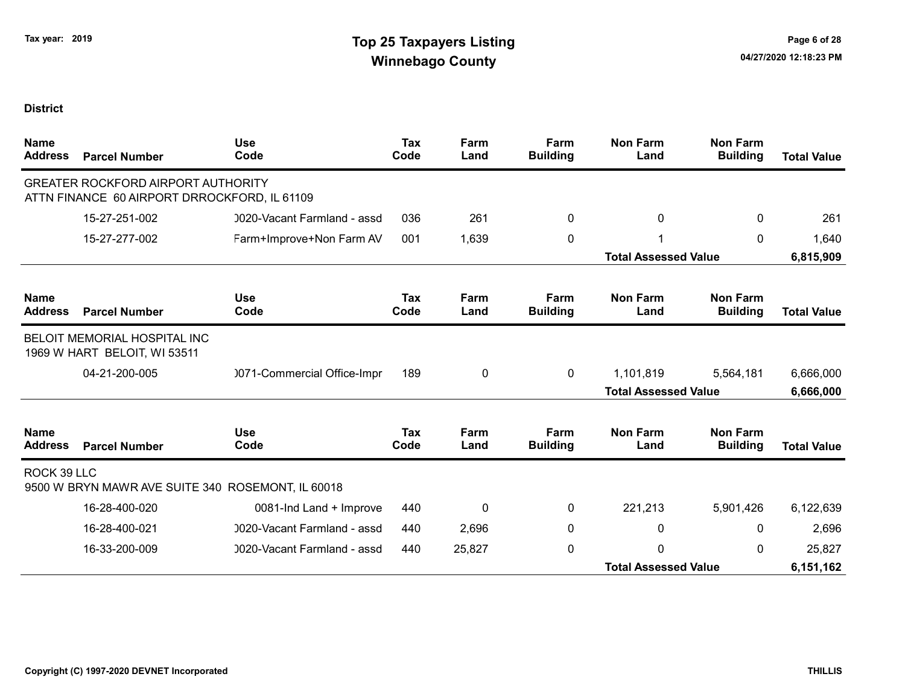# Top 25 Taxpayers Listing
## Winnebago County

Tax year: 2019

**District**

| Name Address | Parcel Number | Use Code | Tax Code | Farm Land | Farm Building | Non Farm Land | Non Farm Building | Total Value |
|---|---|---|---|---|---|---|---|---|
| GREATER ROCKFORD AIRPORT AUTHORITY ATTN FINANCE 60 AIRPORT DRROCKFORD, IL 61109 | | | | | | | | |
| | 15-27-251-002 | )020-Vacant Farmland - assd | 036 | 261 | 0 | 0 | 0 | 261 |
| | 15-27-277-002 | Farm+Improve+Non Farm AV | 001 | 1,639 | 0 | 1 | 0 | 1,640 |
| | | | | | | **Total Assessed Value** | | **6,815,909** |

| Name Address | Parcel Number | Use Code | Tax Code | Farm Land | Farm Building | Non Farm Land | Non Farm Building | Total Value |
|---|---|---|---|---|---|---|---|---|
| BELOIT MEMORIAL HOSPITAL INC 1969 W HART BELOIT, WI 53511 | | | | | | | | |
| | 04-21-200-005 | )071-Commercial Office-Impr | 189 | 0 | 0 | 1,101,819 | 5,564,181 | 6,666,000 |
| | | | | | | **Total Assessed Value** | | **6,666,000** |

| Name Address | Parcel Number | Use Code | Tax Code | Farm Land | Farm Building | Non Farm Land | Non Farm Building | Total Value |
|---|---|---|---|---|---|---|---|---|
| ROCK 39 LLC 9500 W BRYN MAWR AVE SUITE 340 ROSEMONT, IL 60018 | | | | | | | | |
| | 16-28-400-020 | 0081-Ind Land + Improve | 440 | 0 | 0 | 221,213 | 5,901,426 | 6,122,639 |
| | 16-28-400-021 | )020-Vacant Farmland - assd | 440 | 2,696 | 0 | 0 | 0 | 2,696 |
| | 16-33-200-009 | )020-Vacant Farmland - assd | 440 | 25,827 | 0 | 0 | 0 | 25,827 |
| | | | | | | **Total Assessed Value** | | **6,151,162** |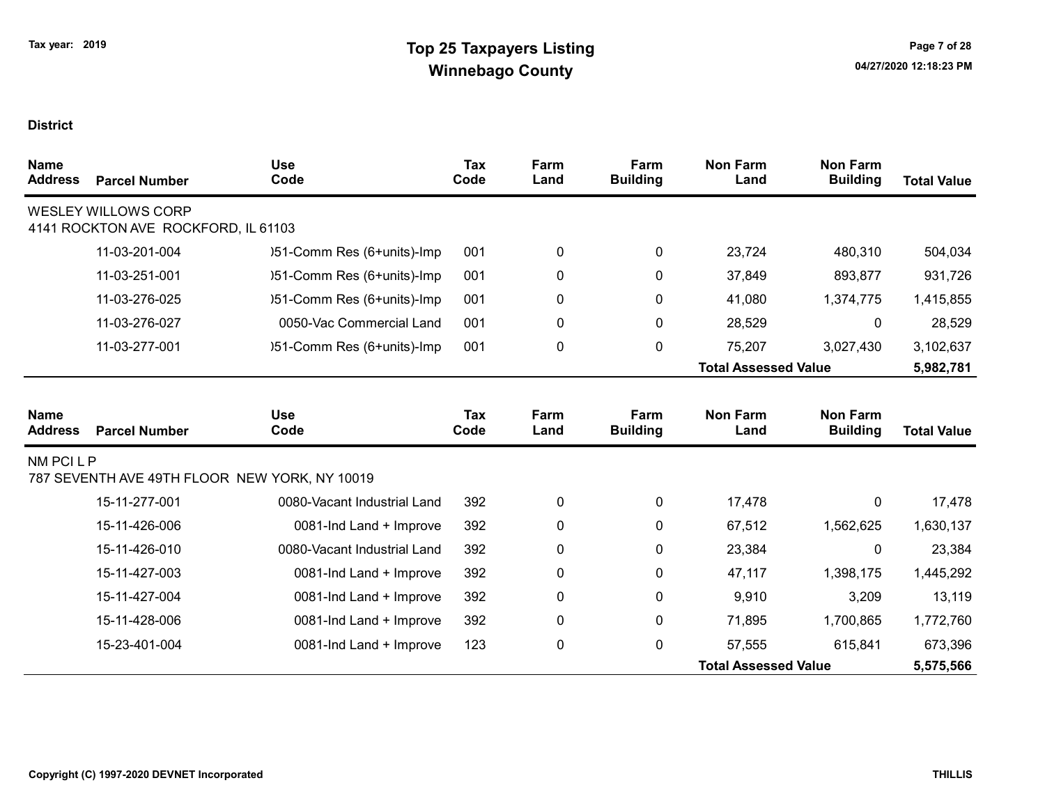Tax year: 2019

# Top 25 Taxpayers Listing
## Winnebago County

**District**

| Name Address | Parcel Number | Use Code | Tax Code | Farm Land | Farm Building | Non Farm Land | Non Farm Building | Total Value |
|---|---|---|---|---|---|---|---|---|
| WESLEY WILLOWS CORP<br>4141 ROCKTON AVE ROCKFORD, IL 61103 | | | | | | | | |
| | 11-03-201-004 | )51-Comm Res (6+units)-Imp | 001 | 0 | 0 | 23,724 | 480,310 | 504,034 |
| | 11-03-251-001 | )51-Comm Res (6+units)-Imp | 001 | 0 | 0 | 37,849 | 893,877 | 931,726 |
| | 11-03-276-025 | )51-Comm Res (6+units)-Imp | 001 | 0 | 0 | 41,080 | 1,374,775 | 1,415,855 |
| | 11-03-276-027 | 0050-Vac Commercial Land | 001 | 0 | 0 | 28,529 | 0 | 28,529 |
| | 11-03-277-001 | )51-Comm Res (6+units)-Imp | 001 | 0 | 0 | 75,207 | 3,027,430 | 3,102,637 |
| | | | | | | **Total Assessed Value** | | **5,982,781** |

| Name Address | Parcel Number | Use Code | Tax Code | Farm Land | Farm Building | Non Farm Land | Non Farm Building | Total Value |
|---|---|---|---|---|---|---|---|---|
| NM PCI L P<br>787 SEVENTH AVE 49TH FLOOR NEW YORK, NY 10019 | | | | | | | | |
| | 15-11-277-001 | 0080-Vacant Industrial Land | 392 | 0 | 0 | 17,478 | 0 | 17,478 |
| | 15-11-426-006 | 0081-Ind Land + Improve | 392 | 0 | 0 | 67,512 | 1,562,625 | 1,630,137 |
| | 15-11-426-010 | 0080-Vacant Industrial Land | 392 | 0 | 0 | 23,384 | 0 | 23,384 |
| | 15-11-427-003 | 0081-Ind Land + Improve | 392 | 0 | 0 | 47,117 | 1,398,175 | 1,445,292 |
| | 15-11-427-004 | 0081-Ind Land + Improve | 392 | 0 | 0 | 9,910 | 3,209 | 13,119 |
| | 15-11-428-006 | 0081-Ind Land + Improve | 392 | 0 | 0 | 71,895 | 1,700,865 | 1,772,760 |
| | 15-23-401-004 | 0081-Ind Land + Improve | 123 | 0 | 0 | 57,555 | 615,841 | 673,396 |
| | | | | | | **Total Assessed Value** | | **5,575,566** |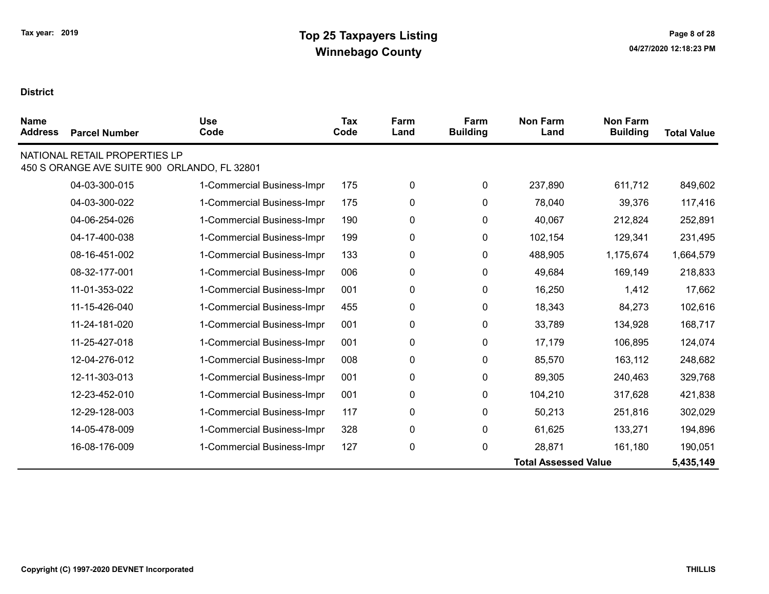# Top 25 Taxpayers Listing
## Winnebago County

Tax year: 2019

**District**

| Name Address | Parcel Number | Use Code | Tax Code | Farm Land | Farm Building | Non Farm Land | Non Farm Building | Total Value |
|---|---|---|---|---|---|---|---|---|
| NATIONAL RETAIL PROPERTIES LP<br>450 S ORANGE AVE SUITE 900 ORLANDO, FL 32801 | | | | | | | | |
| | 04-03-300-015 | 1-Commercial Business-Impr | 175 | 0 | 0 | 237,890 | 611,712 | 849,602 |
| | 04-03-300-022 | 1-Commercial Business-Impr | 175 | 0 | 0 | 78,040 | 39,376 | 117,416 |
| | 04-06-254-026 | 1-Commercial Business-Impr | 190 | 0 | 0 | 40,067 | 212,824 | 252,891 |
| | 04-17-400-038 | 1-Commercial Business-Impr | 199 | 0 | 0 | 102,154 | 129,341 | 231,495 |
| | 08-16-451-002 | 1-Commercial Business-Impr | 133 | 0 | 0 | 488,905 | 1,175,674 | 1,664,579 |
| | 08-32-177-001 | 1-Commercial Business-Impr | 006 | 0 | 0 | 49,684 | 169,149 | 218,833 |
| | 11-01-353-022 | 1-Commercial Business-Impr | 001 | 0 | 0 | 16,250 | 1,412 | 17,662 |
| | 11-15-426-040 | 1-Commercial Business-Impr | 455 | 0 | 0 | 18,343 | 84,273 | 102,616 |
| | 11-24-181-020 | 1-Commercial Business-Impr | 001 | 0 | 0 | 33,789 | 134,928 | 168,717 |
| | 11-25-427-018 | 1-Commercial Business-Impr | 001 | 0 | 0 | 17,179 | 106,895 | 124,074 |
| | 12-04-276-012 | 1-Commercial Business-Impr | 008 | 0 | 0 | 85,570 | 163,112 | 248,682 |
| | 12-11-303-013 | 1-Commercial Business-Impr | 001 | 0 | 0 | 89,305 | 240,463 | 329,768 |
| | 12-23-452-010 | 1-Commercial Business-Impr | 001 | 0 | 0 | 104,210 | 317,628 | 421,838 |
| | 12-29-128-003 | 1-Commercial Business-Impr | 117 | 0 | 0 | 50,213 | 251,816 | 302,029 |
| | 14-05-478-009 | 1-Commercial Business-Impr | 328 | 0 | 0 | 61,625 | 133,271 | 194,896 |
| | 16-08-176-009 | 1-Commercial Business-Impr | 127 | 0 | 0 | 28,871 | 161,180 | 190,051 |
| | | | | | | **Total Assessed Value** | | **5,435,149** |

Copyright (C) 1997-2020 DEVNET Incorporated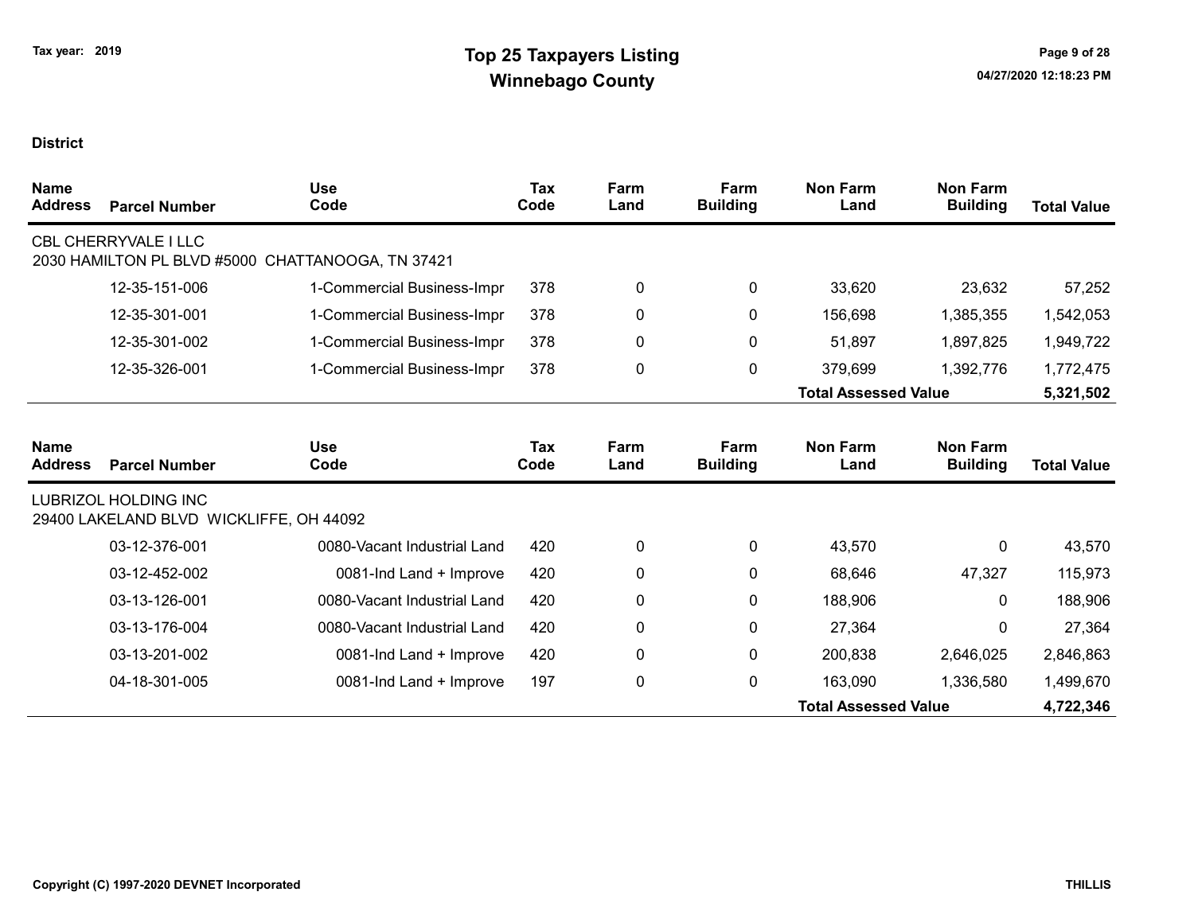**Tax year: 2019**

# Top 25 Taxpayers Listing
## Winnebago County

**District**

| Name / Address | Parcel Number | Use Code | Tax Code | Farm Land | Farm Building | Non Farm Land | Non Farm Building | Total Value |
|---|---|---|---|---|---|---|---|---|
| CBL CHERRYVALE I LLC<br>2030 HAMILTON PL BLVD #5000 CHATTANOOGA, TN 37421 | | | | | | | | |
| | 12-35-151-006 | 1-Commercial Business-Impr | 378 | 0 | 0 | 33,620 | 23,632 | 57,252 |
| | 12-35-301-001 | 1-Commercial Business-Impr | 378 | 0 | 0 | 156,698 | 1,385,355 | 1,542,053 |
| | 12-35-301-002 | 1-Commercial Business-Impr | 378 | 0 | 0 | 51,897 | 1,897,825 | 1,949,722 |
| | 12-35-326-001 | 1-Commercial Business-Impr | 378 | 0 | 0 | 379,699 | 1,392,776 | 1,772,475 |
| | | | | | | **Total Assessed Value** | | **5,321,502** |

| Name / Address | Parcel Number | Use Code | Tax Code | Farm Land | Farm Building | Non Farm Land | Non Farm Building | Total Value |
|---|---|---|---|---|---|---|---|---|
| LUBRIZOL HOLDING INC<br>29400 LAKELAND BLVD WICKLIFFE, OH 44092 | | | | | | | | |
| | 03-12-376-001 | 0080-Vacant Industrial Land | 420 | 0 | 0 | 43,570 | 0 | 43,570 |
| | 03-12-452-002 | 0081-Ind Land + Improve | 420 | 0 | 0 | 68,646 | 47,327 | 115,973 |
| | 03-13-126-001 | 0080-Vacant Industrial Land | 420 | 0 | 0 | 188,906 | 0 | 188,906 |
| | 03-13-176-004 | 0080-Vacant Industrial Land | 420 | 0 | 0 | 27,364 | 0 | 27,364 |
| | 03-13-201-002 | 0081-Ind Land + Improve | 420 | 0 | 0 | 200,838 | 2,646,025 | 2,846,863 |
| | 04-18-301-005 | 0081-Ind Land + Improve | 197 | 0 | 0 | 163,090 | 1,336,580 | 1,499,670 |
| | | | | | | **Total Assessed Value** | | **4,722,346** |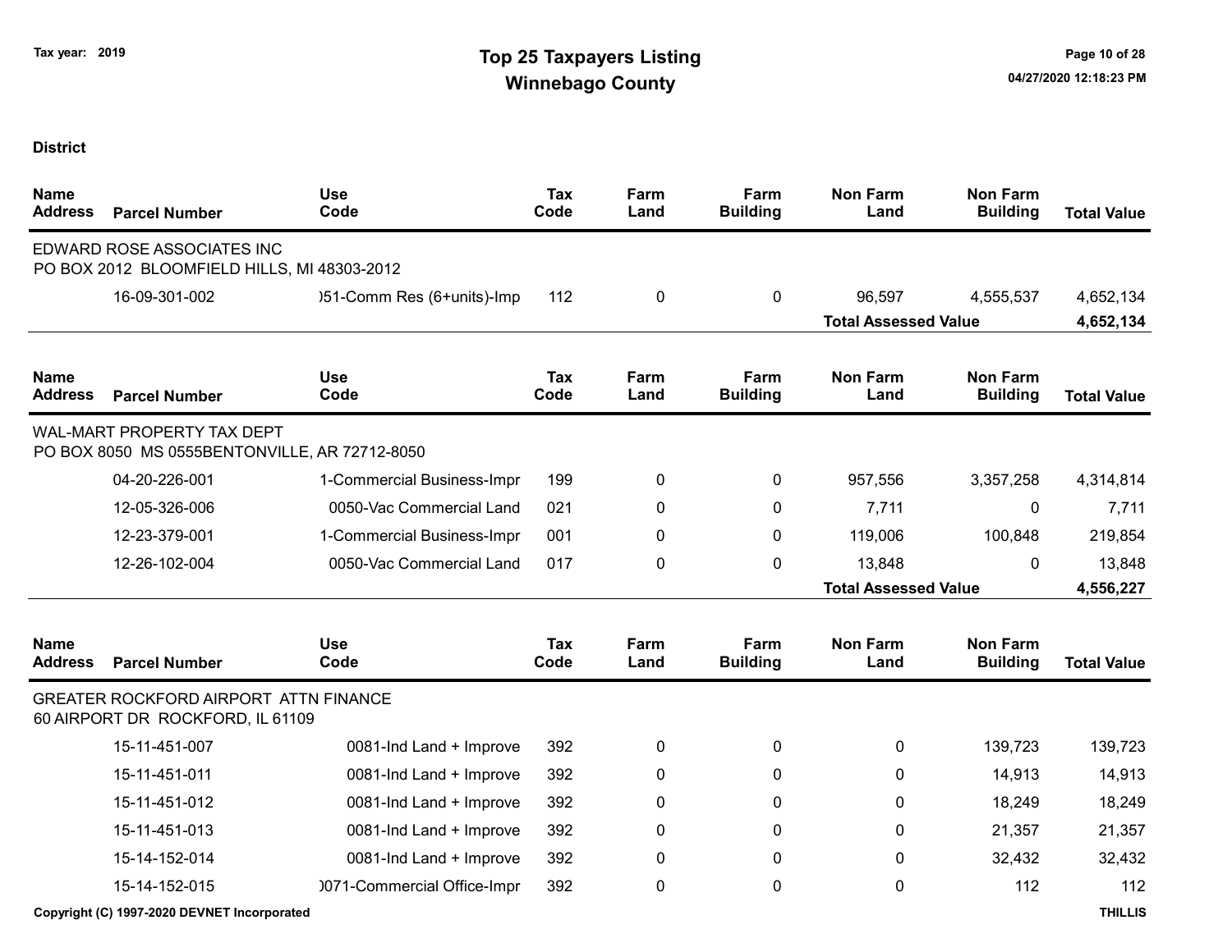# Top 25 Taxpayers Listing
## Winnebago County

Tax year: 2019

**District**

| Name Address | Parcel Number | Use Code | Tax Code | Farm Land | Farm Building | Non Farm Land | Non Farm Building | Total Value |
|---|---|---|---|---|---|---|---|---|
| EDWARD ROSE ASSOCIATES INC<br>PO BOX 2012 BLOOMFIELD HILLS, MI 48303-2012 | | | | | | | | |
| | 16-09-301-002 | )51-Comm Res (6+units)-Imp | 112 | 0 | 0 | 96,597 | 4,555,537 | 4,652,134 |
| | | | | | | **Total Assessed Value** | | **4,652,134** |

| Name Address | Parcel Number | Use Code | Tax Code | Farm Land | Farm Building | Non Farm Land | Non Farm Building | Total Value |
|---|---|---|---|---|---|---|---|---|
| WAL-MART PROPERTY TAX DEPT<br>PO BOX 8050 MS 0555BENTONVILLE, AR 72712-8050 | | | | | | | | |
| | 04-20-226-001 | 1-Commercial Business-Impr | 199 | 0 | 0 | 957,556 | 3,357,258 | 4,314,814 |
| | 12-05-326-006 | 0050-Vac Commercial Land | 021 | 0 | 0 | 7,711 | 0 | 7,711 |
| | 12-23-379-001 | 1-Commercial Business-Impr | 001 | 0 | 0 | 119,006 | 100,848 | 219,854 |
| | 12-26-102-004 | 0050-Vac Commercial Land | 017 | 0 | 0 | 13,848 | 0 | 13,848 |
| | | | | | | **Total Assessed Value** | | **4,556,227** |

| Name Address | Parcel Number | Use Code | Tax Code | Farm Land | Farm Building | Non Farm Land | Non Farm Building | Total Value |
|---|---|---|---|---|---|---|---|---|
| GREATER ROCKFORD AIRPORT ATTN FINANCE<br>60 AIRPORT DR ROCKFORD, IL 61109 | | | | | | | | |
| | 15-11-451-007 | 0081-Ind Land + Improve | 392 | 0 | 0 | 0 | 139,723 | 139,723 |
| | 15-11-451-011 | 0081-Ind Land + Improve | 392 | 0 | 0 | 0 | 14,913 | 14,913 |
| | 15-11-451-012 | 0081-Ind Land + Improve | 392 | 0 | 0 | 0 | 18,249 | 18,249 |
| | 15-11-451-013 | 0081-Ind Land + Improve | 392 | 0 | 0 | 0 | 21,357 | 21,357 |
| | 15-14-152-014 | 0081-Ind Land + Improve | 392 | 0 | 0 | 0 | 32,432 | 32,432 |
| | 15-14-152-015 | )071-Commercial Office-Impr | 392 | 0 | 0 | 0 | 112 | 112 |

Copyright (C) 1997-2020 DEVNET Incorporated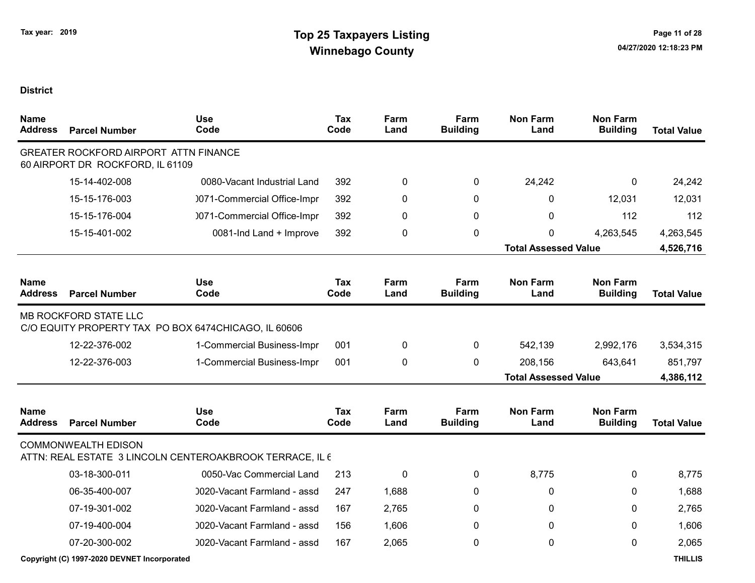Tax year: 2019

# Top 25 Taxpayers Listing
## Winnebago County

**District**

| Name Address | Parcel Number | Use Code | Tax Code | Farm Land | Farm Building | Non Farm Land | Non Farm Building | Total Value |
|---|---|---|---|---|---|---|---|---|
| GREATER ROCKFORD AIRPORT ATTN FINANCE 60 AIRPORT DR ROCKFORD, IL 61109 | | | | | | | | |
| | 15-14-402-008 | 0080-Vacant Industrial Land | 392 | 0 | 0 | 24,242 | 0 | 24,242 |
| | 15-15-176-003 | )071-Commercial Office-Impr | 392 | 0 | 0 | 0 | 12,031 | 12,031 |
| | 15-15-176-004 | )071-Commercial Office-Impr | 392 | 0 | 0 | 0 | 112 | 112 |
| | 15-15-401-002 | 0081-Ind Land + Improve | 392 | 0 | 0 | 0 | 4,263,545 | 4,263,545 |
| | | | | | | **Total Assessed Value** | | **4,526,716** |

| Name Address | Parcel Number | Use Code | Tax Code | Farm Land | Farm Building | Non Farm Land | Non Farm Building | Total Value |
|---|---|---|---|---|---|---|---|---|
| MB ROCKFORD STATE LLC C/O EQUITY PROPERTY TAX PO BOX 6474CHICAGO, IL 60606 | | | | | | | | |
| | 12-22-376-002 | 1-Commercial Business-Impr | 001 | 0 | 0 | 542,139 | 2,992,176 | 3,534,315 |
| | 12-22-376-003 | 1-Commercial Business-Impr | 001 | 0 | 0 | 208,156 | 643,641 | 851,797 |
| | | | | | | **Total Assessed Value** | | **4,386,112** |

| Name Address | Parcel Number | Use Code | Tax Code | Farm Land | Farm Building | Non Farm Land | Non Farm Building | Total Value |
|---|---|---|---|---|---|---|---|---|
| COMMONWEALTH EDISON ATTN: REAL ESTATE 3 LINCOLN CENTEROAKBROOK TERRACE, IL 6 | | | | | | | | |
| | 03-18-300-011 | 0050-Vac Commercial Land | 213 | 0 | 0 | 8,775 | 0 | 8,775 |
| | 06-35-400-007 | )020-Vacant Farmland - assd | 247 | 1,688 | 0 | 0 | 0 | 1,688 |
| | 07-19-301-002 | )020-Vacant Farmland - assd | 167 | 2,765 | 0 | 0 | 0 | 2,765 |
| | 07-19-400-004 | )020-Vacant Farmland - assd | 156 | 1,606 | 0 | 0 | 0 | 1,606 |
| | 07-20-300-002 | )020-Vacant Farmland - assd | 167 | 2,065 | 0 | 0 | 0 | 2,065 |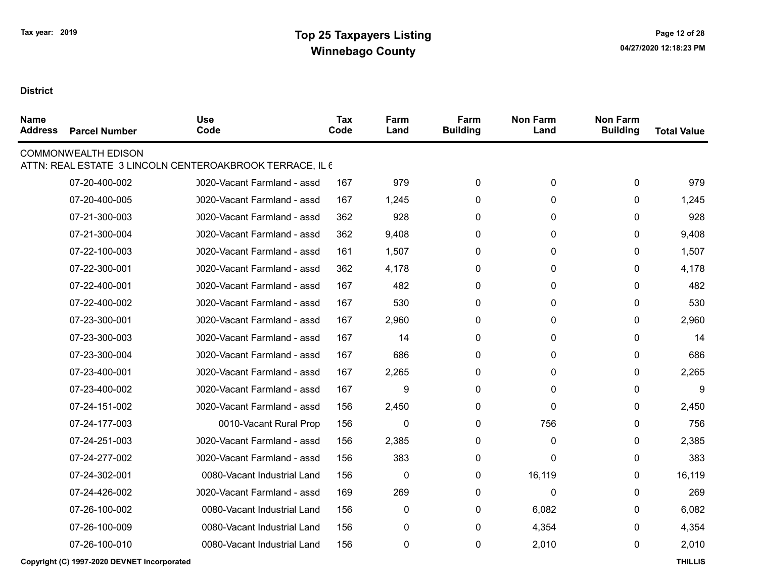# Top 25 Taxpayers Listing

## Winnebago County

Tax year: 2019

**District**

| Name Address | Parcel Number | Use Code | Tax Code | Farm Land | Farm Building | Non Farm Land | Non Farm Building | Total Value |
|---|---|---|---|---|---|---|---|---|
| COMMONWEALTH EDISON | | | | | | | | |
| ATTN: REAL ESTATE 3 LINCOLN CENTEROAKBROOK TERRACE, IL 6 | | | | | | | | |
| | 07-20-400-002 | 0020-Vacant Farmland - assd | 167 | 979 | 0 | 0 | 0 | 979 |
| | 07-20-400-005 | 0020-Vacant Farmland - assd | 167 | 1,245 | 0 | 0 | 0 | 1,245 |
| | 07-21-300-003 | 0020-Vacant Farmland - assd | 362 | 928 | 0 | 0 | 0 | 928 |
| | 07-21-300-004 | 0020-Vacant Farmland - assd | 362 | 9,408 | 0 | 0 | 0 | 9,408 |
| | 07-22-100-003 | 0020-Vacant Farmland - assd | 161 | 1,507 | 0 | 0 | 0 | 1,507 |
| | 07-22-300-001 | 0020-Vacant Farmland - assd | 362 | 4,178 | 0 | 0 | 0 | 4,178 |
| | 07-22-400-001 | 0020-Vacant Farmland - assd | 167 | 482 | 0 | 0 | 0 | 482 |
| | 07-22-400-002 | 0020-Vacant Farmland - assd | 167 | 530 | 0 | 0 | 0 | 530 |
| | 07-23-300-001 | 0020-Vacant Farmland - assd | 167 | 2,960 | 0 | 0 | 0 | 2,960 |
| | 07-23-300-003 | 0020-Vacant Farmland - assd | 167 | 14 | 0 | 0 | 0 | 14 |
| | 07-23-300-004 | 0020-Vacant Farmland - assd | 167 | 686 | 0 | 0 | 0 | 686 |
| | 07-23-400-001 | 0020-Vacant Farmland - assd | 167 | 2,265 | 0 | 0 | 0 | 2,265 |
| | 07-23-400-002 | 0020-Vacant Farmland - assd | 167 | 9 | 0 | 0 | 0 | 9 |
| | 07-24-151-002 | 0020-Vacant Farmland - assd | 156 | 2,450 | 0 | 0 | 0 | 2,450 |
| | 07-24-177-003 | 0010-Vacant Rural Prop | 156 | 0 | 0 | 756 | 0 | 756 |
| | 07-24-251-003 | 0020-Vacant Farmland - assd | 156 | 2,385 | 0 | 0 | 0 | 2,385 |
| | 07-24-277-002 | 0020-Vacant Farmland - assd | 156 | 383 | 0 | 0 | 0 | 383 |
| | 07-24-302-001 | 0080-Vacant Industrial Land | 156 | 0 | 0 | 16,119 | 0 | 16,119 |
| | 07-24-426-002 | 0020-Vacant Farmland - assd | 169 | 269 | 0 | 0 | 0 | 269 |
| | 07-26-100-002 | 0080-Vacant Industrial Land | 156 | 0 | 0 | 6,082 | 0 | 6,082 |
| | 07-26-100-009 | 0080-Vacant Industrial Land | 156 | 0 | 0 | 4,354 | 0 | 4,354 |
| | 07-26-100-010 | 0080-Vacant Industrial Land | 156 | 0 | 0 | 2,010 | 0 | 2,010 |

Copyright (C) 1997-2020 DEVNET Incorporated

THILLIS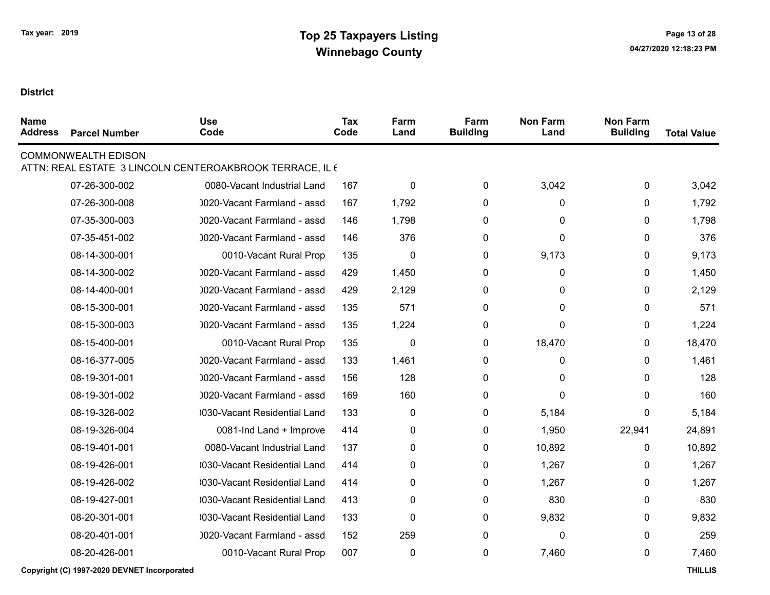# Top 25 Taxpayers Listing
## Winnebago County

Tax year: 2019

**District**

| Name Address | Parcel Number | Use Code | Tax Code | Farm Land | Farm Building | Non Farm Land | Non Farm Building | Total Value |
|---|---|---|---|---|---|---|---|---|
| COMMONWEALTH EDISON | | | | | | | | |
| ATTN: REAL ESTATE 3 LINCOLN CENTEROAKBROOK TERRACE, IL 6 | | | | | | | | |
| | 07-26-300-002 | 0080-Vacant Industrial Land | 167 | 0 | 0 | 3,042 | 0 | 3,042 |
| | 07-26-300-008 | )020-Vacant Farmland - assd | 167 | 1,792 | 0 | 0 | 0 | 1,792 |
| | 07-35-300-003 | )020-Vacant Farmland - assd | 146 | 1,798 | 0 | 0 | 0 | 1,798 |
| | 07-35-451-002 | )020-Vacant Farmland - assd | 146 | 376 | 0 | 0 | 0 | 376 |
| | 08-14-300-001 | 0010-Vacant Rural Prop | 135 | 0 | 0 | 9,173 | 0 | 9,173 |
| | 08-14-300-002 | )020-Vacant Farmland - assd | 429 | 1,450 | 0 | 0 | 0 | 1,450 |
| | 08-14-400-001 | )020-Vacant Farmland - assd | 429 | 2,129 | 0 | 0 | 0 | 2,129 |
| | 08-15-300-001 | )020-Vacant Farmland - assd | 135 | 571 | 0 | 0 | 0 | 571 |
| | 08-15-300-003 | )020-Vacant Farmland - assd | 135 | 1,224 | 0 | 0 | 0 | 1,224 |
| | 08-15-400-001 | 0010-Vacant Rural Prop | 135 | 0 | 0 | 18,470 | 0 | 18,470 |
| | 08-16-377-005 | )020-Vacant Farmland - assd | 133 | 1,461 | 0 | 0 | 0 | 1,461 |
| | 08-19-301-001 | )020-Vacant Farmland - assd | 156 | 128 | 0 | 0 | 0 | 128 |
| | 08-19-301-002 | )020-Vacant Farmland - assd | 169 | 160 | 0 | 0 | 0 | 160 |
| | 08-19-326-002 | )030-Vacant Residential Land | 133 | 0 | 0 | 5,184 | 0 | 5,184 |
| | 08-19-326-004 | 0081-Ind Land + Improve | 414 | 0 | 0 | 1,950 | 22,941 | 24,891 |
| | 08-19-401-001 | 0080-Vacant Industrial Land | 137 | 0 | 0 | 10,892 | 0 | 10,892 |
| | 08-19-426-001 | )030-Vacant Residential Land | 414 | 0 | 0 | 1,267 | 0 | 1,267 |
| | 08-19-426-002 | )030-Vacant Residential Land | 414 | 0 | 0 | 1,267 | 0 | 1,267 |
| | 08-19-427-001 | )030-Vacant Residential Land | 413 | 0 | 0 | 830 | 0 | 830 |
| | 08-20-301-001 | )030-Vacant Residential Land | 133 | 0 | 0 | 9,832 | 0 | 9,832 |
| | 08-20-401-001 | )020-Vacant Farmland - assd | 152 | 259 | 0 | 0 | 0 | 259 |
| | 08-20-426-001 | 0010-Vacant Rural Prop | 007 | 0 | 0 | 7,460 | 0 | 7,460 |

Copyright (C) 1997-2020 DEVNET Incorporated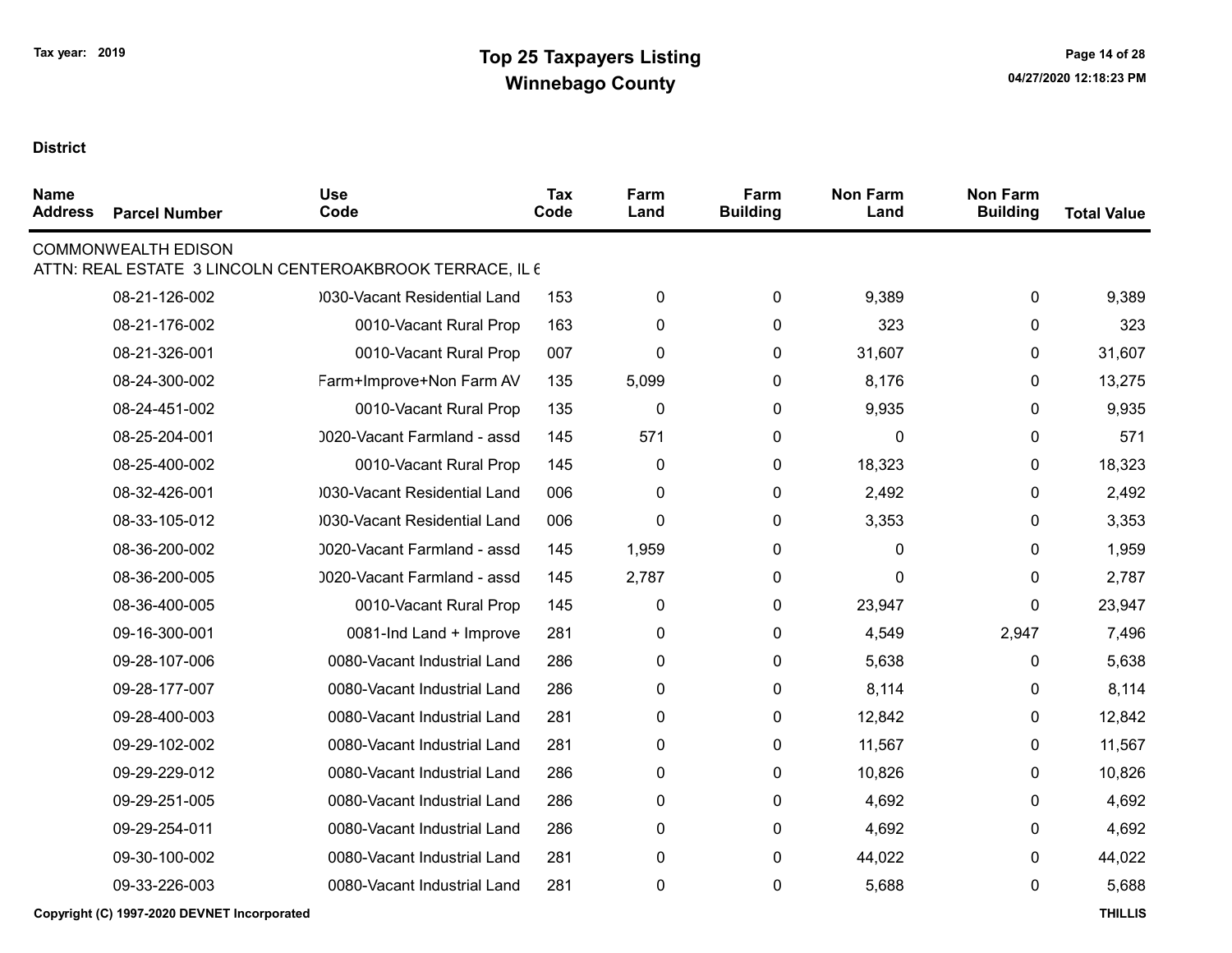# Top 25 Taxpayers Listing
## Winnebago County

Tax year: 2019

**District**

| Name Address | Parcel Number | Use Code | Tax Code | Farm Land | Farm Building | Non Farm Land | Non Farm Building | Total Value |
|---|---|---|---|---|---|---|---|---|
| COMMONWEALTH EDISON | | | | | | | | |
| ATTN: REAL ESTATE 3 LINCOLN CENTEROAKBROOK TERRACE, IL 6 | | | | | | | | |
| | 08-21-126-002 | )030-Vacant Residential Land | 153 | 0 | 0 | 9,389 | 0 | 9,389 |
| | 08-21-176-002 | 0010-Vacant Rural Prop | 163 | 0 | 0 | 323 | 0 | 323 |
| | 08-21-326-001 | 0010-Vacant Rural Prop | 007 | 0 | 0 | 31,607 | 0 | 31,607 |
| | 08-24-300-002 | Farm+Improve+Non Farm AV | 135 | 5,099 | 0 | 8,176 | 0 | 13,275 |
| | 08-24-451-002 | 0010-Vacant Rural Prop | 135 | 0 | 0 | 9,935 | 0 | 9,935 |
| | 08-25-204-001 | )020-Vacant Farmland - assd | 145 | 571 | 0 | 0 | 0 | 571 |
| | 08-25-400-002 | 0010-Vacant Rural Prop | 145 | 0 | 0 | 18,323 | 0 | 18,323 |
| | 08-32-426-001 | )030-Vacant Residential Land | 006 | 0 | 0 | 2,492 | 0 | 2,492 |
| | 08-33-105-012 | )030-Vacant Residential Land | 006 | 0 | 0 | 3,353 | 0 | 3,353 |
| | 08-36-200-002 | )020-Vacant Farmland - assd | 145 | 1,959 | 0 | 0 | 0 | 1,959 |
| | 08-36-200-005 | )020-Vacant Farmland - assd | 145 | 2,787 | 0 | 0 | 0 | 2,787 |
| | 08-36-400-005 | 0010-Vacant Rural Prop | 145 | 0 | 0 | 23,947 | 0 | 23,947 |
| | 09-16-300-001 | 0081-Ind Land + Improve | 281 | 0 | 0 | 4,549 | 2,947 | 7,496 |
| | 09-28-107-006 | 0080-Vacant Industrial Land | 286 | 0 | 0 | 5,638 | 0 | 5,638 |
| | 09-28-177-007 | 0080-Vacant Industrial Land | 286 | 0 | 0 | 8,114 | 0 | 8,114 |
| | 09-28-400-003 | 0080-Vacant Industrial Land | 281 | 0 | 0 | 12,842 | 0 | 12,842 |
| | 09-29-102-002 | 0080-Vacant Industrial Land | 281 | 0 | 0 | 11,567 | 0 | 11,567 |
| | 09-29-229-012 | 0080-Vacant Industrial Land | 286 | 0 | 0 | 10,826 | 0 | 10,826 |
| | 09-29-251-005 | 0080-Vacant Industrial Land | 286 | 0 | 0 | 4,692 | 0 | 4,692 |
| | 09-29-254-011 | 0080-Vacant Industrial Land | 286 | 0 | 0 | 4,692 | 0 | 4,692 |
| | 09-30-100-002 | 0080-Vacant Industrial Land | 281 | 0 | 0 | 44,022 | 0 | 44,022 |
| | 09-33-226-003 | 0080-Vacant Industrial Land | 281 | 0 | 0 | 5,688 | 0 | 5,688 |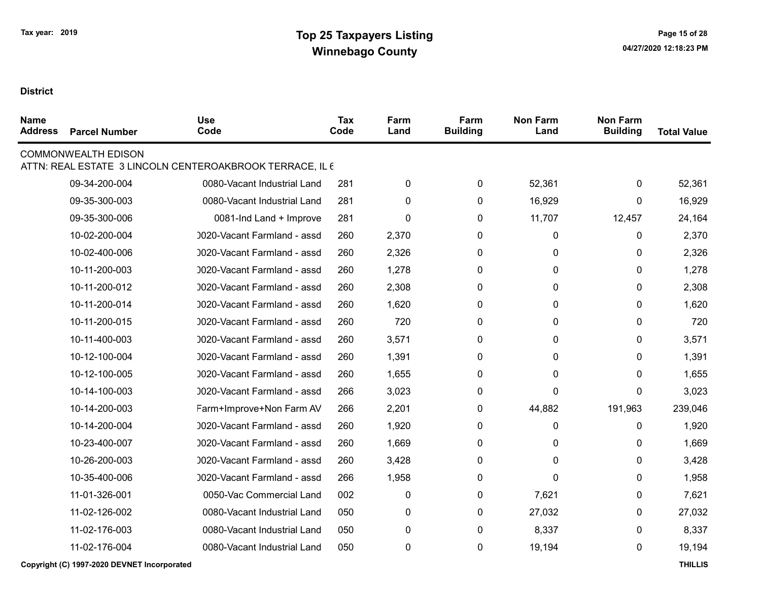**Tax year: 2019**

# Top 25 Taxpayers Listing
## Winnebago County

**District**

| Name Address | Parcel Number | Use Code | Tax Code | Farm Land | Farm Building | Non Farm Land | Non Farm Building | Total Value |
|---|---|---|---|---|---|---|---|---|
| COMMONWEALTH EDISON | | | | | | | | |
| ATTN: REAL ESTATE 3 LINCOLN CENTEROAKBROOK TERRACE, IL 6 | | | | | | | | |
| | 09-34-200-004 | 0080-Vacant Industrial Land | 281 | 0 | 0 | 52,361 | 0 | 52,361 |
| | 09-35-300-003 | 0080-Vacant Industrial Land | 281 | 0 | 0 | 16,929 | 0 | 16,929 |
| | 09-35-300-006 | 0081-Ind Land + Improve | 281 | 0 | 0 | 11,707 | 12,457 | 24,164 |
| | 10-02-200-004 | 0020-Vacant Farmland - assd | 260 | 2,370 | 0 | 0 | 0 | 2,370 |
| | 10-02-400-006 | 0020-Vacant Farmland - assd | 260 | 2,326 | 0 | 0 | 0 | 2,326 |
| | 10-11-200-003 | 0020-Vacant Farmland - assd | 260 | 1,278 | 0 | 0 | 0 | 1,278 |
| | 10-11-200-012 | 0020-Vacant Farmland - assd | 260 | 2,308 | 0 | 0 | 0 | 2,308 |
| | 10-11-200-014 | 0020-Vacant Farmland - assd | 260 | 1,620 | 0 | 0 | 0 | 1,620 |
| | 10-11-200-015 | 0020-Vacant Farmland - assd | 260 | 720 | 0 | 0 | 0 | 720 |
| | 10-11-400-003 | 0020-Vacant Farmland - assd | 260 | 3,571 | 0 | 0 | 0 | 3,571 |
| | 10-12-100-004 | 0020-Vacant Farmland - assd | 260 | 1,391 | 0 | 0 | 0 | 1,391 |
| | 10-12-100-005 | 0020-Vacant Farmland - assd | 260 | 1,655 | 0 | 0 | 0 | 1,655 |
| | 10-14-100-003 | 0020-Vacant Farmland - assd | 266 | 3,023 | 0 | 0 | 0 | 3,023 |
| | 10-14-200-003 | Farm+Improve+Non Farm AV | 266 | 2,201 | 0 | 44,882 | 191,963 | 239,046 |
| | 10-14-200-004 | 0020-Vacant Farmland - assd | 260 | 1,920 | 0 | 0 | 0 | 1,920 |
| | 10-23-400-007 | 0020-Vacant Farmland - assd | 260 | 1,669 | 0 | 0 | 0 | 1,669 |
| | 10-26-200-003 | 0020-Vacant Farmland - assd | 260 | 3,428 | 0 | 0 | 0 | 3,428 |
| | 10-35-400-006 | 0020-Vacant Farmland - assd | 266 | 1,958 | 0 | 0 | 0 | 1,958 |
| | 11-01-326-001 | 0050-Vac Commercial Land | 002 | 0 | 0 | 7,621 | 0 | 7,621 |
| | 11-02-126-002 | 0080-Vacant Industrial Land | 050 | 0 | 0 | 27,032 | 0 | 27,032 |
| | 11-02-176-003 | 0080-Vacant Industrial Land | 050 | 0 | 0 | 8,337 | 0 | 8,337 |
| | 11-02-176-004 | 0080-Vacant Industrial Land | 050 | 0 | 0 | 19,194 | 0 | 19,194 |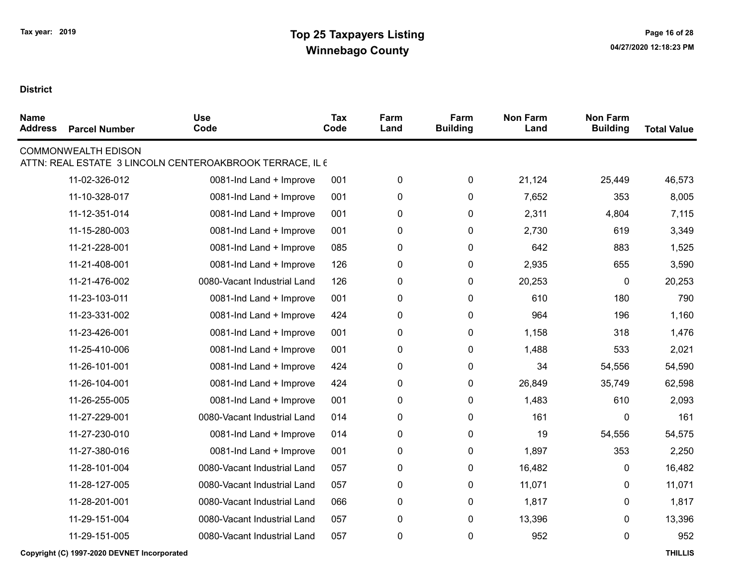# Top 25 Taxpayers Listing
## Winnebago County

Tax year: 2019

04/27/2020 12:18:23 PM

**District**

| Name Address | Parcel Number | Use Code | Tax Code | Farm Land | Farm Building | Non Farm Land | Non Farm Building | Total Value |
|---|---|---|---|---|---|---|---|---|
| COMMONWEALTH EDISON | | | | | | | | |
| ATTN: REAL ESTATE 3 LINCOLN CENTEROAKBROOK TERRACE, IL 6 | | | | | | | | |
| | 11-02-326-012 | 0081-Ind Land + Improve | 001 | 0 | 0 | 21,124 | 25,449 | 46,573 |
| | 11-10-328-017 | 0081-Ind Land + Improve | 001 | 0 | 0 | 7,652 | 353 | 8,005 |
| | 11-12-351-014 | 0081-Ind Land + Improve | 001 | 0 | 0 | 2,311 | 4,804 | 7,115 |
| | 11-15-280-003 | 0081-Ind Land + Improve | 001 | 0 | 0 | 2,730 | 619 | 3,349 |
| | 11-21-228-001 | 0081-Ind Land + Improve | 085 | 0 | 0 | 642 | 883 | 1,525 |
| | 11-21-408-001 | 0081-Ind Land + Improve | 126 | 0 | 0 | 2,935 | 655 | 3,590 |
| | 11-21-476-002 | 0080-Vacant Industrial Land | 126 | 0 | 0 | 20,253 | 0 | 20,253 |
| | 11-23-103-011 | 0081-Ind Land + Improve | 001 | 0 | 0 | 610 | 180 | 790 |
| | 11-23-331-002 | 0081-Ind Land + Improve | 424 | 0 | 0 | 964 | 196 | 1,160 |
| | 11-23-426-001 | 0081-Ind Land + Improve | 001 | 0 | 0 | 1,158 | 318 | 1,476 |
| | 11-25-410-006 | 0081-Ind Land + Improve | 001 | 0 | 0 | 1,488 | 533 | 2,021 |
| | 11-26-101-001 | 0081-Ind Land + Improve | 424 | 0 | 0 | 34 | 54,556 | 54,590 |
| | 11-26-104-001 | 0081-Ind Land + Improve | 424 | 0 | 0 | 26,849 | 35,749 | 62,598 |
| | 11-26-255-005 | 0081-Ind Land + Improve | 001 | 0 | 0 | 1,483 | 610 | 2,093 |
| | 11-27-229-001 | 0080-Vacant Industrial Land | 014 | 0 | 0 | 161 | 0 | 161 |
| | 11-27-230-010 | 0081-Ind Land + Improve | 014 | 0 | 0 | 19 | 54,556 | 54,575 |
| | 11-27-380-016 | 0081-Ind Land + Improve | 001 | 0 | 0 | 1,897 | 353 | 2,250 |
| | 11-28-101-004 | 0080-Vacant Industrial Land | 057 | 0 | 0 | 16,482 | 0 | 16,482 |
| | 11-28-127-005 | 0080-Vacant Industrial Land | 057 | 0 | 0 | 11,071 | 0 | 11,071 |
| | 11-28-201-001 | 0080-Vacant Industrial Land | 066 | 0 | 0 | 1,817 | 0 | 1,817 |
| | 11-29-151-004 | 0080-Vacant Industrial Land | 057 | 0 | 0 | 13,396 | 0 | 13,396 |
| | 11-29-151-005 | 0080-Vacant Industrial Land | 057 | 0 | 0 | 952 | 0 | 952 |

Copyright (C) 1997-2020 DEVNET Incorporated

THILLIS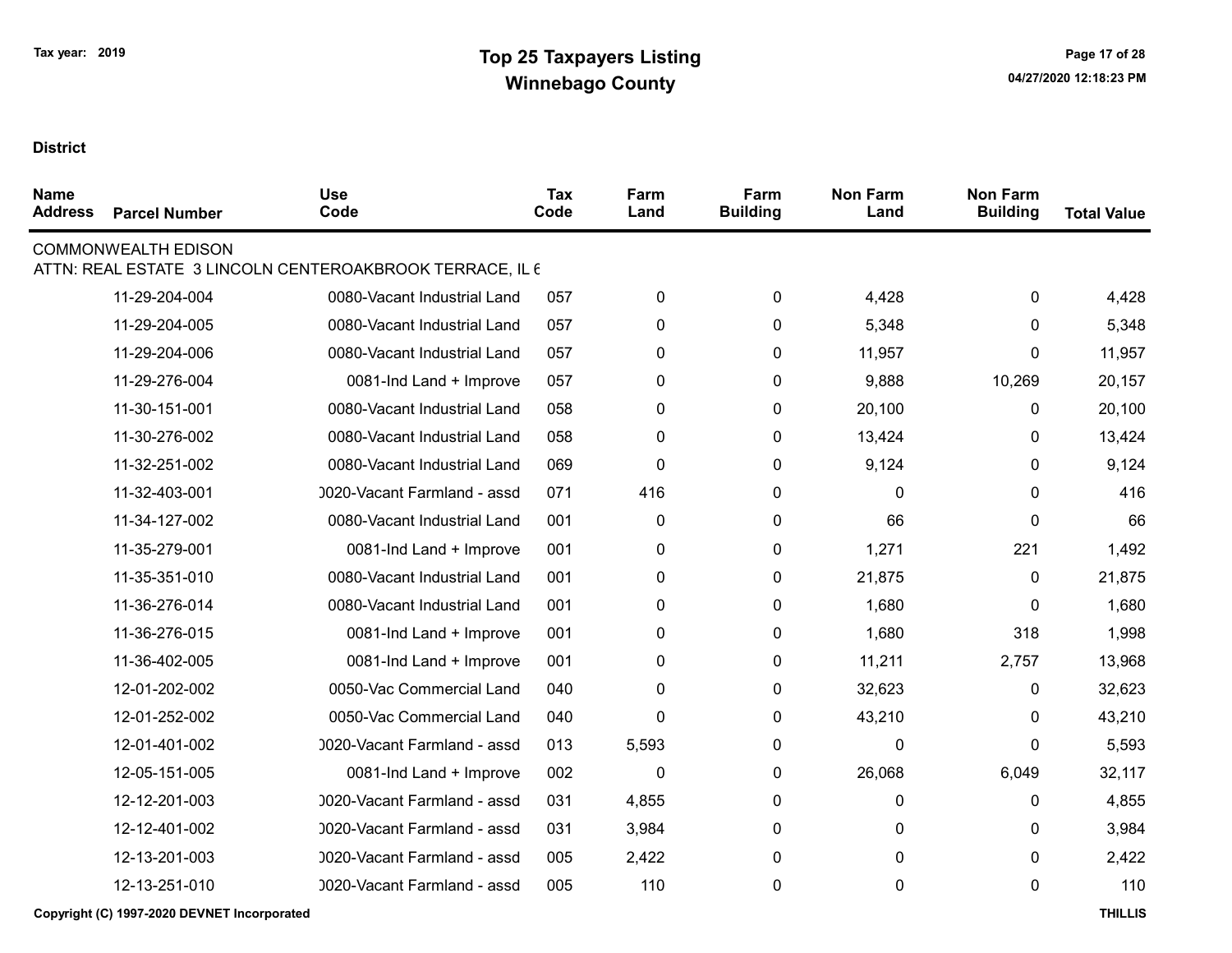# Top 25 Taxpayers Listing
## Winnebago County

Tax year: 2019

**District**

| Name Address | Parcel Number | Use Code | Tax Code | Farm Land | Farm Building | Non Farm Land | Non Farm Building | Total Value |
|---|---|---|---|---|---|---|---|---|
| COMMONWEALTH EDISON | | | | | | | | |
| ATTN: REAL ESTATE 3 LINCOLN CENTEROAKBROOK TERRACE, IL 6 | | | | | | | | |
| | 11-29-204-004 | 0080-Vacant Industrial Land | 057 | 0 | 0 | 4,428 | 0 | 4,428 |
| | 11-29-204-005 | 0080-Vacant Industrial Land | 057 | 0 | 0 | 5,348 | 0 | 5,348 |
| | 11-29-204-006 | 0080-Vacant Industrial Land | 057 | 0 | 0 | 11,957 | 0 | 11,957 |
| | 11-29-276-004 | 0081-Ind Land + Improve | 057 | 0 | 0 | 9,888 | 10,269 | 20,157 |
| | 11-30-151-001 | 0080-Vacant Industrial Land | 058 | 0 | 0 | 20,100 | 0 | 20,100 |
| | 11-30-276-002 | 0080-Vacant Industrial Land | 058 | 0 | 0 | 13,424 | 0 | 13,424 |
| | 11-32-251-002 | 0080-Vacant Industrial Land | 069 | 0 | 0 | 9,124 | 0 | 9,124 |
| | 11-32-403-001 | 0020-Vacant Farmland - assd | 071 | 416 | 0 | 0 | 0 | 416 |
| | 11-34-127-002 | 0080-Vacant Industrial Land | 001 | 0 | 0 | 66 | 0 | 66 |
| | 11-35-279-001 | 0081-Ind Land + Improve | 001 | 0 | 0 | 1,271 | 221 | 1,492 |
| | 11-35-351-010 | 0080-Vacant Industrial Land | 001 | 0 | 0 | 21,875 | 0 | 21,875 |
| | 11-36-276-014 | 0080-Vacant Industrial Land | 001 | 0 | 0 | 1,680 | 0 | 1,680 |
| | 11-36-276-015 | 0081-Ind Land + Improve | 001 | 0 | 0 | 1,680 | 318 | 1,998 |
| | 11-36-402-005 | 0081-Ind Land + Improve | 001 | 0 | 0 | 11,211 | 2,757 | 13,968 |
| | 12-01-202-002 | 0050-Vac Commercial Land | 040 | 0 | 0 | 32,623 | 0 | 32,623 |
| | 12-01-252-002 | 0050-Vac Commercial Land | 040 | 0 | 0 | 43,210 | 0 | 43,210 |
| | 12-01-401-002 | 0020-Vacant Farmland - assd | 013 | 5,593 | 0 | 0 | 0 | 5,593 |
| | 12-05-151-005 | 0081-Ind Land + Improve | 002 | 0 | 0 | 26,068 | 6,049 | 32,117 |
| | 12-12-201-003 | 0020-Vacant Farmland - assd | 031 | 4,855 | 0 | 0 | 0 | 4,855 |
| | 12-12-401-002 | 0020-Vacant Farmland - assd | 031 | 3,984 | 0 | 0 | 0 | 3,984 |
| | 12-13-201-003 | 0020-Vacant Farmland - assd | 005 | 2,422 | 0 | 0 | 0 | 2,422 |
| | 12-13-251-010 | 0020-Vacant Farmland - assd | 005 | 110 | 0 | 0 | 0 | 110 |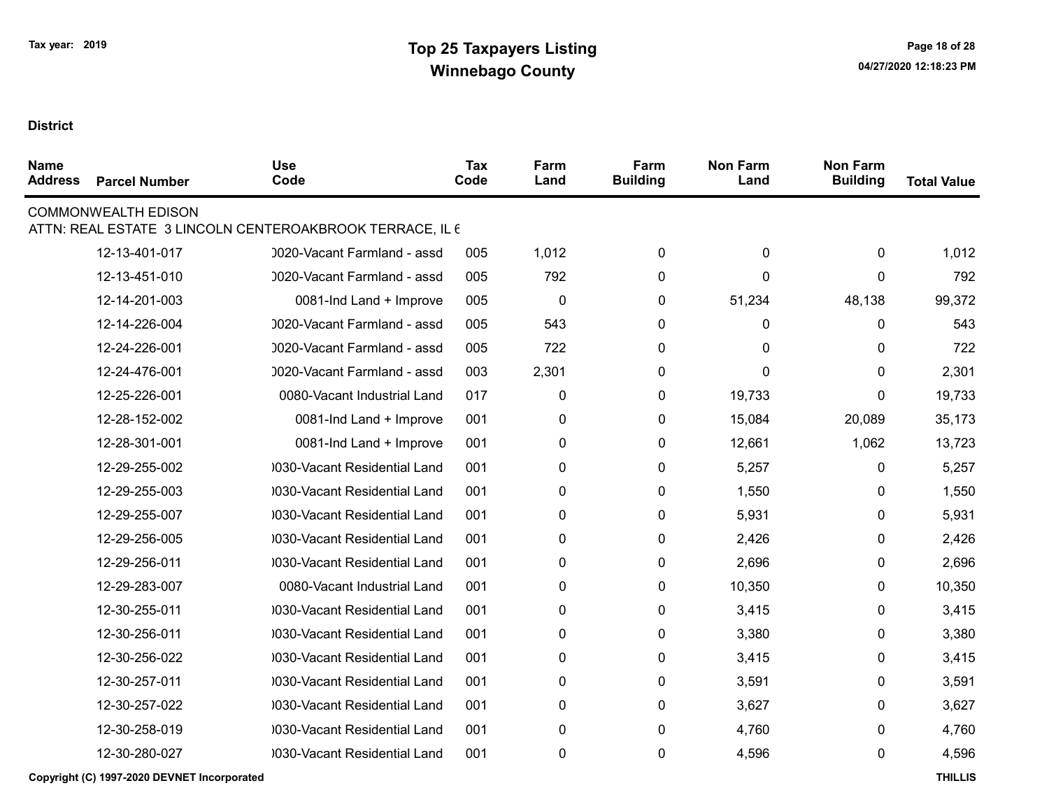# Top 25 Taxpayers Listing

## Winnebago County

Tax year: 2019

04/27/2020 12:18:23 PM

**District**

| Name / Address | Parcel Number | Use Code | Tax Code | Farm Land | Farm Building | Non Farm Land | Non Farm Building | Total Value |
|---|---|---|---|---|---|---|---|---|
| COMMONWEALTH EDISON | | | | | | | | |
| ATTN: REAL ESTATE 3 LINCOLN CENTEROAKBROOK TERRACE, IL 6 | | | | | | | | |
| | 12-13-401-017 | )020-Vacant Farmland - assd | 005 | 1,012 | 0 | 0 | 0 | 1,012 |
| | 12-13-451-010 | )020-Vacant Farmland - assd | 005 | 792 | 0 | 0 | 0 | 792 |
| | 12-14-201-003 | 0081-Ind Land + Improve | 005 | 0 | 0 | 51,234 | 48,138 | 99,372 |
| | 12-14-226-004 | )020-Vacant Farmland - assd | 005 | 543 | 0 | 0 | 0 | 543 |
| | 12-24-226-001 | )020-Vacant Farmland - assd | 005 | 722 | 0 | 0 | 0 | 722 |
| | 12-24-476-001 | )020-Vacant Farmland - assd | 003 | 2,301 | 0 | 0 | 0 | 2,301 |
| | 12-25-226-001 | 0080-Vacant Industrial Land | 017 | 0 | 0 | 19,733 | 0 | 19,733 |
| | 12-28-152-002 | 0081-Ind Land + Improve | 001 | 0 | 0 | 15,084 | 20,089 | 35,173 |
| | 12-28-301-001 | 0081-Ind Land + Improve | 001 | 0 | 0 | 12,661 | 1,062 | 13,723 |
| | 12-29-255-002 | )030-Vacant Residential Land | 001 | 0 | 0 | 5,257 | 0 | 5,257 |
| | 12-29-255-003 | )030-Vacant Residential Land | 001 | 0 | 0 | 1,550 | 0 | 1,550 |
| | 12-29-255-007 | )030-Vacant Residential Land | 001 | 0 | 0 | 5,931 | 0 | 5,931 |
| | 12-29-256-005 | )030-Vacant Residential Land | 001 | 0 | 0 | 2,426 | 0 | 2,426 |
| | 12-29-256-011 | )030-Vacant Residential Land | 001 | 0 | 0 | 2,696 | 0 | 2,696 |
| | 12-29-283-007 | 0080-Vacant Industrial Land | 001 | 0 | 0 | 10,350 | 0 | 10,350 |
| | 12-30-255-011 | )030-Vacant Residential Land | 001 | 0 | 0 | 3,415 | 0 | 3,415 |
| | 12-30-256-011 | )030-Vacant Residential Land | 001 | 0 | 0 | 3,380 | 0 | 3,380 |
| | 12-30-256-022 | )030-Vacant Residential Land | 001 | 0 | 0 | 3,415 | 0 | 3,415 |
| | 12-30-257-011 | )030-Vacant Residential Land | 001 | 0 | 0 | 3,591 | 0 | 3,591 |
| | 12-30-257-022 | )030-Vacant Residential Land | 001 | 0 | 0 | 3,627 | 0 | 3,627 |
| | 12-30-258-019 | )030-Vacant Residential Land | 001 | 0 | 0 | 4,760 | 0 | 4,760 |
| | 12-30-280-027 | )030-Vacant Residential Land | 001 | 0 | 0 | 4,596 | 0 | 4,596 |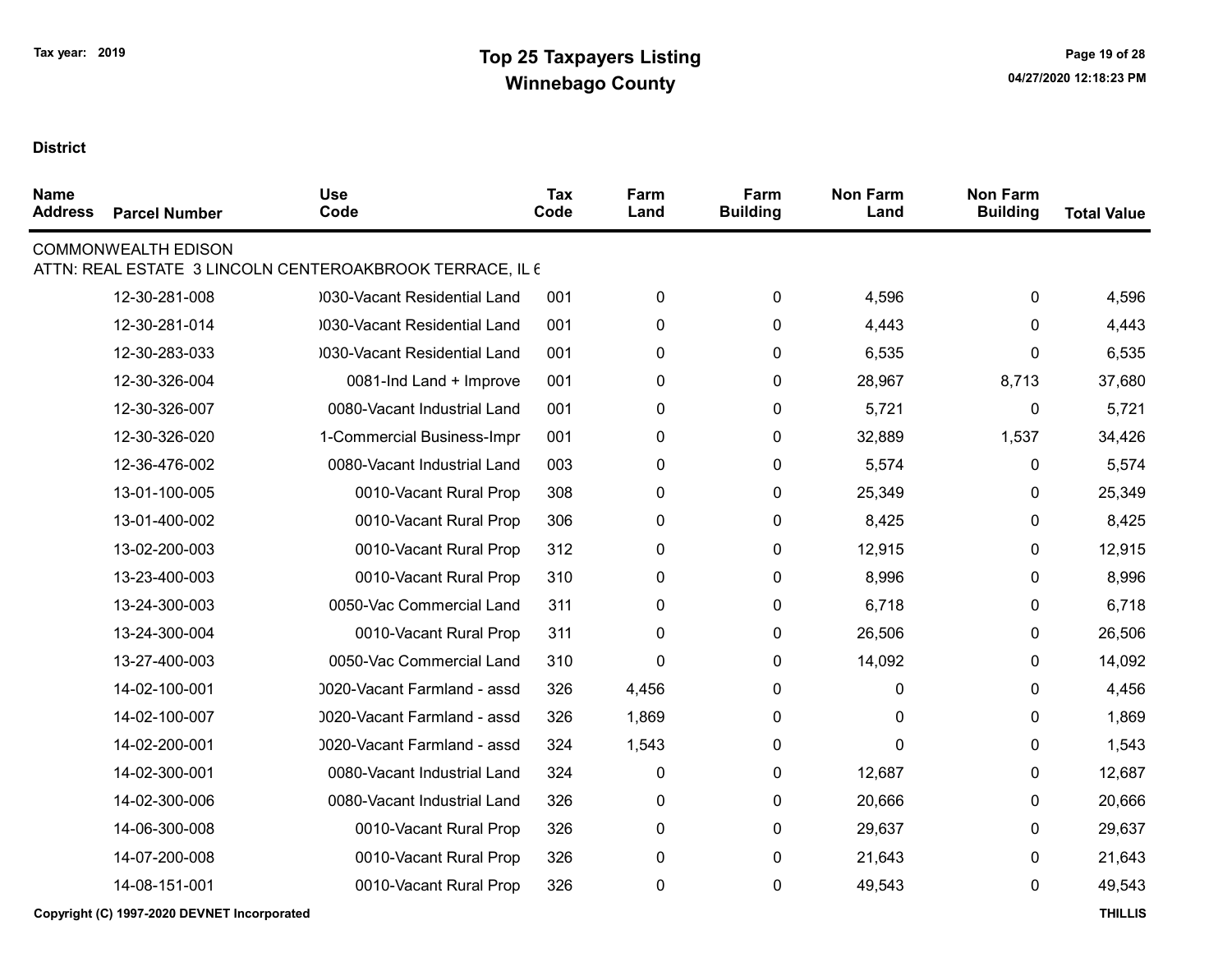# Top 25 Taxpayers Listing
## Winnebago County

Tax year: 2019

**District**

| Name Address | Parcel Number | Use Code | Tax Code | Farm Land | Farm Building | Non Farm Land | Non Farm Building | Total Value |
|---|---|---|---|---|---|---|---|---|
| COMMONWEALTH EDISON | | | | | | | | |
| ATTN: REAL ESTATE 3 LINCOLN CENTEROAKBROOK TERRACE, IL 6 | | | | | | | | |
| | 12-30-281-008 | )030-Vacant Residential Land | 001 | 0 | 0 | 4,596 | 0 | 4,596 |
| | 12-30-281-014 | )030-Vacant Residential Land | 001 | 0 | 0 | 4,443 | 0 | 4,443 |
| | 12-30-283-033 | )030-Vacant Residential Land | 001 | 0 | 0 | 6,535 | 0 | 6,535 |
| | 12-30-326-004 | 0081-Ind Land + Improve | 001 | 0 | 0 | 28,967 | 8,713 | 37,680 |
| | 12-30-326-007 | 0080-Vacant Industrial Land | 001 | 0 | 0 | 5,721 | 0 | 5,721 |
| | 12-30-326-020 | 1-Commercial Business-Impr | 001 | 0 | 0 | 32,889 | 1,537 | 34,426 |
| | 12-36-476-002 | 0080-Vacant Industrial Land | 003 | 0 | 0 | 5,574 | 0 | 5,574 |
| | 13-01-100-005 | 0010-Vacant Rural Prop | 308 | 0 | 0 | 25,349 | 0 | 25,349 |
| | 13-01-400-002 | 0010-Vacant Rural Prop | 306 | 0 | 0 | 8,425 | 0 | 8,425 |
| | 13-02-200-003 | 0010-Vacant Rural Prop | 312 | 0 | 0 | 12,915 | 0 | 12,915 |
| | 13-23-400-003 | 0010-Vacant Rural Prop | 310 | 0 | 0 | 8,996 | 0 | 8,996 |
| | 13-24-300-003 | 0050-Vac Commercial Land | 311 | 0 | 0 | 6,718 | 0 | 6,718 |
| | 13-24-300-004 | 0010-Vacant Rural Prop | 311 | 0 | 0 | 26,506 | 0 | 26,506 |
| | 13-27-400-003 | 0050-Vac Commercial Land | 310 | 0 | 0 | 14,092 | 0 | 14,092 |
| | 14-02-100-001 | )020-Vacant Farmland - assd | 326 | 4,456 | 0 | 0 | 0 | 4,456 |
| | 14-02-100-007 | )020-Vacant Farmland - assd | 326 | 1,869 | 0 | 0 | 0 | 1,869 |
| | 14-02-200-001 | )020-Vacant Farmland - assd | 324 | 1,543 | 0 | 0 | 0 | 1,543 |
| | 14-02-300-001 | 0080-Vacant Industrial Land | 324 | 0 | 0 | 12,687 | 0 | 12,687 |
| | 14-02-300-006 | 0080-Vacant Industrial Land | 326 | 0 | 0 | 20,666 | 0 | 20,666 |
| | 14-06-300-008 | 0010-Vacant Rural Prop | 326 | 0 | 0 | 29,637 | 0 | 29,637 |
| | 14-07-200-008 | 0010-Vacant Rural Prop | 326 | 0 | 0 | 21,643 | 0 | 21,643 |
| | 14-08-151-001 | 0010-Vacant Rural Prop | 326 | 0 | 0 | 49,543 | 0 | 49,543 |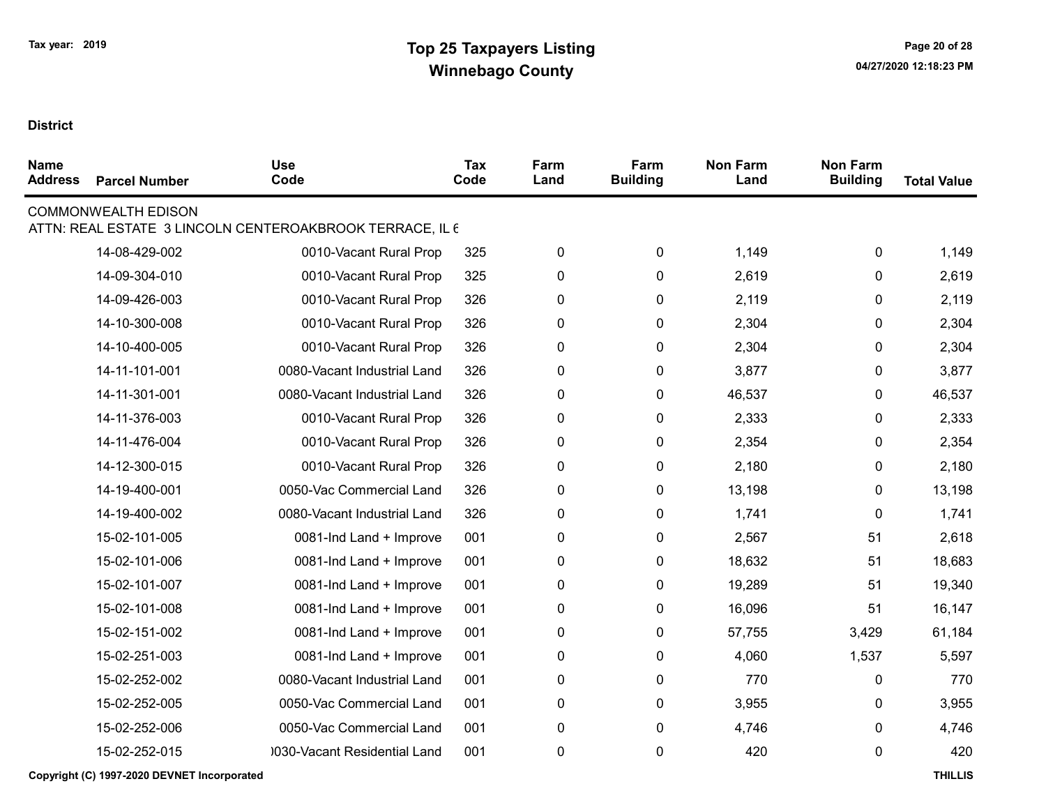# Top 25 Taxpayers Listing

## Winnebago County

Tax year: 2019

**District**

| Name / Address | Parcel Number | Use Code | Tax Code | Farm Land | Farm Building | Non Farm Land | Non Farm Building | Total Value |
|---|---|---|---|---|---|---|---|---|
| COMMONWEALTH EDISON | | | | | | | | |
| ATTN: REAL ESTATE 3 LINCOLN CENTEROAKBROOK TERRACE, IL 6 | | | | | | | | |
| | 14-08-429-002 | 0010-Vacant Rural Prop | 325 | 0 | 0 | 1,149 | 0 | 1,149 |
| | 14-09-304-010 | 0010-Vacant Rural Prop | 325 | 0 | 0 | 2,619 | 0 | 2,619 |
| | 14-09-426-003 | 0010-Vacant Rural Prop | 326 | 0 | 0 | 2,119 | 0 | 2,119 |
| | 14-10-300-008 | 0010-Vacant Rural Prop | 326 | 0 | 0 | 2,304 | 0 | 2,304 |
| | 14-10-400-005 | 0010-Vacant Rural Prop | 326 | 0 | 0 | 2,304 | 0 | 2,304 |
| | 14-11-101-001 | 0080-Vacant Industrial Land | 326 | 0 | 0 | 3,877 | 0 | 3,877 |
| | 14-11-301-001 | 0080-Vacant Industrial Land | 326 | 0 | 0 | 46,537 | 0 | 46,537 |
| | 14-11-376-003 | 0010-Vacant Rural Prop | 326 | 0 | 0 | 2,333 | 0 | 2,333 |
| | 14-11-476-004 | 0010-Vacant Rural Prop | 326 | 0 | 0 | 2,354 | 0 | 2,354 |
| | 14-12-300-015 | 0010-Vacant Rural Prop | 326 | 0 | 0 | 2,180 | 0 | 2,180 |
| | 14-19-400-001 | 0050-Vac Commercial Land | 326 | 0 | 0 | 13,198 | 0 | 13,198 |
| | 14-19-400-002 | 0080-Vacant Industrial Land | 326 | 0 | 0 | 1,741 | 0 | 1,741 |
| | 15-02-101-005 | 0081-Ind Land + Improve | 001 | 0 | 0 | 2,567 | 51 | 2,618 |
| | 15-02-101-006 | 0081-Ind Land + Improve | 001 | 0 | 0 | 18,632 | 51 | 18,683 |
| | 15-02-101-007 | 0081-Ind Land + Improve | 001 | 0 | 0 | 19,289 | 51 | 19,340 |
| | 15-02-101-008 | 0081-Ind Land + Improve | 001 | 0 | 0 | 16,096 | 51 | 16,147 |
| | 15-02-151-002 | 0081-Ind Land + Improve | 001 | 0 | 0 | 57,755 | 3,429 | 61,184 |
| | 15-02-251-003 | 0081-Ind Land + Improve | 001 | 0 | 0 | 4,060 | 1,537 | 5,597 |
| | 15-02-252-002 | 0080-Vacant Industrial Land | 001 | 0 | 0 | 770 | 0 | 770 |
| | 15-02-252-005 | 0050-Vac Commercial Land | 001 | 0 | 0 | 3,955 | 0 | 3,955 |
| | 15-02-252-006 | 0050-Vac Commercial Land | 001 | 0 | 0 | 4,746 | 0 | 4,746 |
| | 15-02-252-015 | )030-Vacant Residential Land | 001 | 0 | 0 | 420 | 0 | 420 |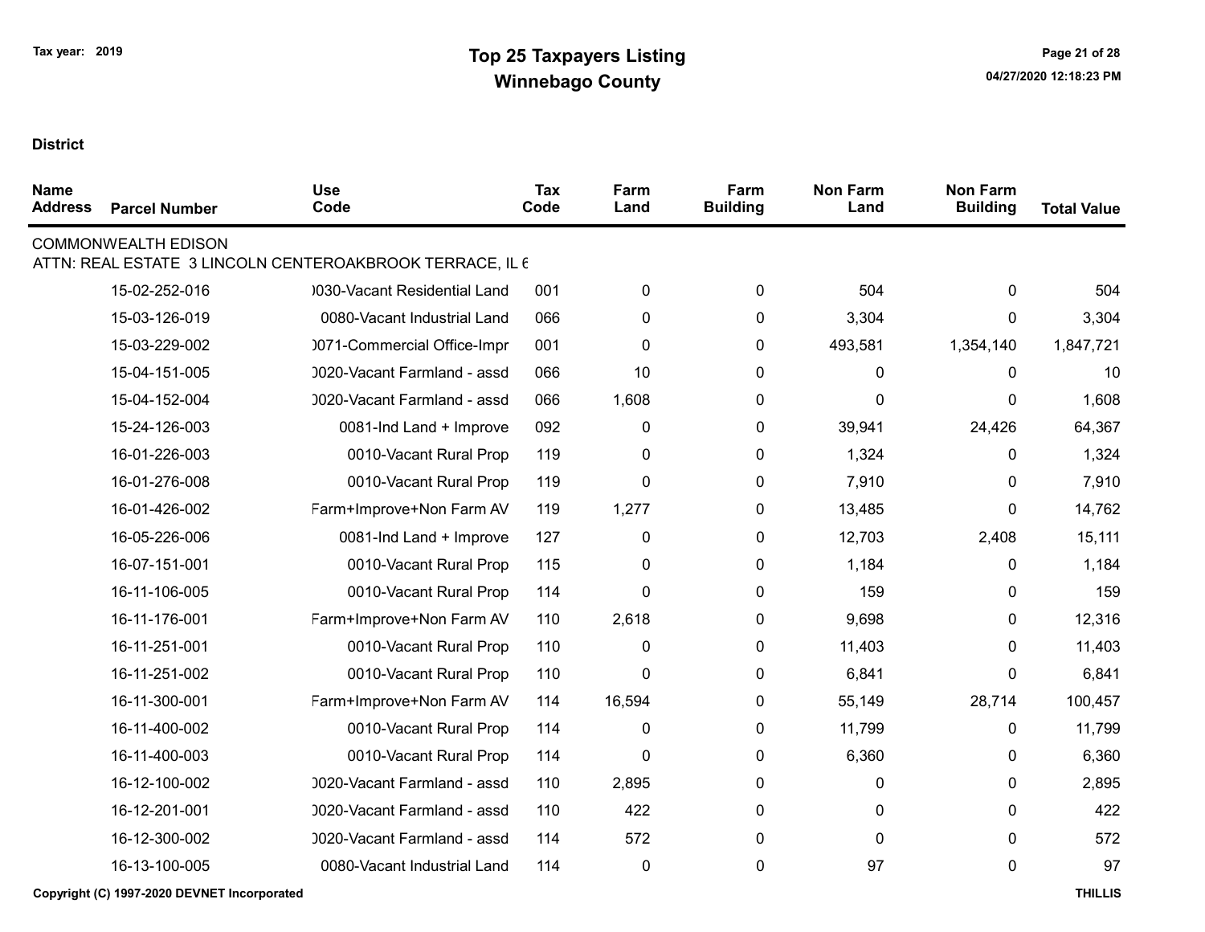# Top 25 Taxpayers Listing

## Winnebago County

Tax year: 2019

**District**

| Name Address | Parcel Number | Use Code | Tax Code | Farm Land | Farm Building | Non Farm Land | Non Farm Building | Total Value |
|---|---|---|---|---|---|---|---|---|
| COMMONWEALTH EDISON | | | | | | | | |
| ATTN: REAL ESTATE 3 LINCOLN CENTEROAKBROOK TERRACE, IL 6 | | | | | | | | |
| | 15-02-252-016 | )030-Vacant Residential Land | 001 | 0 | 0 | 504 | 0 | 504 |
| | 15-03-126-019 | 0080-Vacant Industrial Land | 066 | 0 | 0 | 3,304 | 0 | 3,304 |
| | 15-03-229-002 | )071-Commercial Office-Impr | 001 | 0 | 0 | 493,581 | 1,354,140 | 1,847,721 |
| | 15-04-151-005 | )020-Vacant Farmland - assd | 066 | 10 | 0 | 0 | 0 | 10 |
| | 15-04-152-004 | )020-Vacant Farmland - assd | 066 | 1,608 | 0 | 0 | 0 | 1,608 |
| | 15-24-126-003 | 0081-Ind Land + Improve | 092 | 0 | 0 | 39,941 | 24,426 | 64,367 |
| | 16-01-226-003 | 0010-Vacant Rural Prop | 119 | 0 | 0 | 1,324 | 0 | 1,324 |
| | 16-01-276-008 | 0010-Vacant Rural Prop | 119 | 0 | 0 | 7,910 | 0 | 7,910 |
| | 16-01-426-002 | Farm+Improve+Non Farm AV | 119 | 1,277 | 0 | 13,485 | 0 | 14,762 |
| | 16-05-226-006 | 0081-Ind Land + Improve | 127 | 0 | 0 | 12,703 | 2,408 | 15,111 |
| | 16-07-151-001 | 0010-Vacant Rural Prop | 115 | 0 | 0 | 1,184 | 0 | 1,184 |
| | 16-11-106-005 | 0010-Vacant Rural Prop | 114 | 0 | 0 | 159 | 0 | 159 |
| | 16-11-176-001 | Farm+Improve+Non Farm AV | 110 | 2,618 | 0 | 9,698 | 0 | 12,316 |
| | 16-11-251-001 | 0010-Vacant Rural Prop | 110 | 0 | 0 | 11,403 | 0 | 11,403 |
| | 16-11-251-002 | 0010-Vacant Rural Prop | 110 | 0 | 0 | 6,841 | 0 | 6,841 |
| | 16-11-300-001 | Farm+Improve+Non Farm AV | 114 | 16,594 | 0 | 55,149 | 28,714 | 100,457 |
| | 16-11-400-002 | 0010-Vacant Rural Prop | 114 | 0 | 0 | 11,799 | 0 | 11,799 |
| | 16-11-400-003 | 0010-Vacant Rural Prop | 114 | 0 | 0 | 6,360 | 0 | 6,360 |
| | 16-12-100-002 | )020-Vacant Farmland - assd | 110 | 2,895 | 0 | 0 | 0 | 2,895 |
| | 16-12-201-001 | )020-Vacant Farmland - assd | 110 | 422 | 0 | 0 | 0 | 422 |
| | 16-12-300-002 | )020-Vacant Farmland - assd | 114 | 572 | 0 | 0 | 0 | 572 |
| | 16-13-100-005 | 0080-Vacant Industrial Land | 114 | 0 | 0 | 97 | 0 | 97 |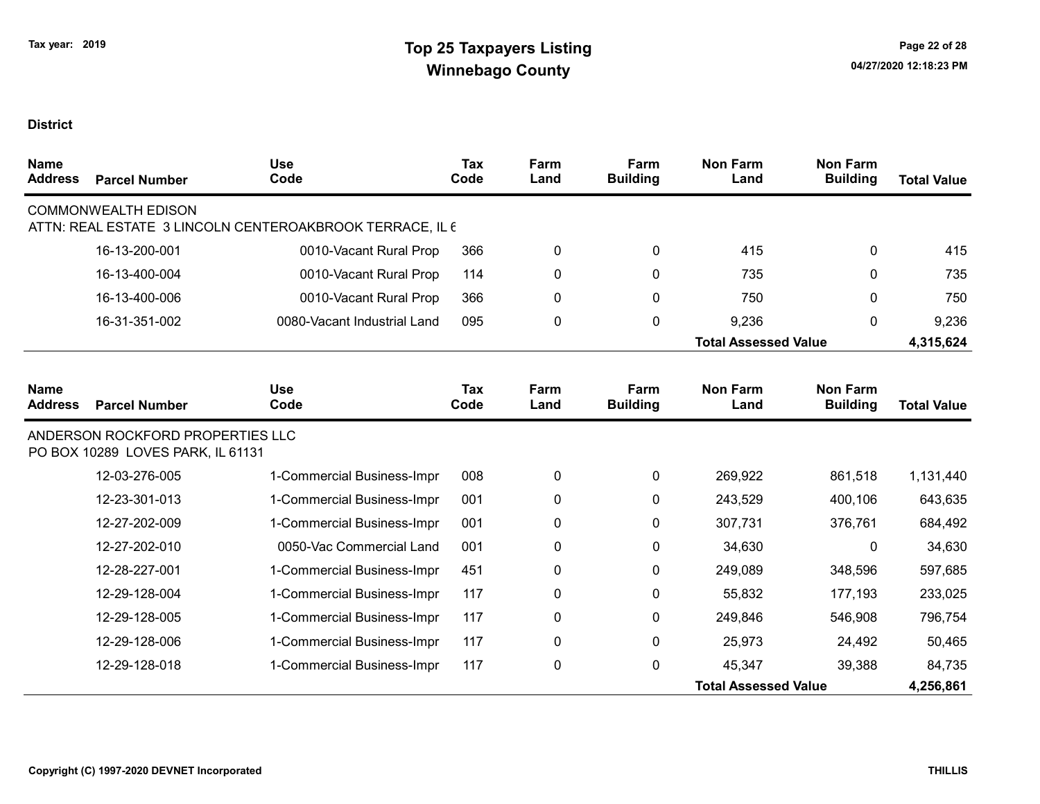Tax year: 2019

# Top 25 Taxpayers Listing
## Winnebago County

**District**

| Name Address | Parcel Number | Use Code | Tax Code | Farm Land | Farm Building | Non Farm Land | Non Farm Building | Total Value |
|---|---|---|---|---|---|---|---|---|
| COMMONWEALTH EDISON | | | | | | | | |
| ATTN: REAL ESTATE 3 LINCOLN CENTEROAKBROOK TERRACE, IL 6 | | | | | | | | |
| | 16-13-200-001 | 0010-Vacant Rural Prop | 366 | 0 | 0 | 415 | 0 | 415 |
| | 16-13-400-004 | 0010-Vacant Rural Prop | 114 | 0 | 0 | 735 | 0 | 735 |
| | 16-13-400-006 | 0010-Vacant Rural Prop | 366 | 0 | 0 | 750 | 0 | 750 |
| | 16-31-351-002 | 0080-Vacant Industrial Land | 095 | 0 | 0 | 9,236 | 0 | 9,236 |
| | | | | | | **Total Assessed Value** | | **4,315,624** |

| Name Address | Parcel Number | Use Code | Tax Code | Farm Land | Farm Building | Non Farm Land | Non Farm Building | Total Value |
|---|---|---|---|---|---|---|---|---|
| ANDERSON ROCKFORD PROPERTIES LLC | | | | | | | | |
| PO BOX 10289 LOVES PARK, IL 61131 | | | | | | | | |
| | 12-03-276-005 | 1-Commercial Business-Impr | 008 | 0 | 0 | 269,922 | 861,518 | 1,131,440 |
| | 12-23-301-013 | 1-Commercial Business-Impr | 001 | 0 | 0 | 243,529 | 400,106 | 643,635 |
| | 12-27-202-009 | 1-Commercial Business-Impr | 001 | 0 | 0 | 307,731 | 376,761 | 684,492 |
| | 12-27-202-010 | 0050-Vac Commercial Land | 001 | 0 | 0 | 34,630 | 0 | 34,630 |
| | 12-28-227-001 | 1-Commercial Business-Impr | 451 | 0 | 0 | 249,089 | 348,596 | 597,685 |
| | 12-29-128-004 | 1-Commercial Business-Impr | 117 | 0 | 0 | 55,832 | 177,193 | 233,025 |
| | 12-29-128-005 | 1-Commercial Business-Impr | 117 | 0 | 0 | 249,846 | 546,908 | 796,754 |
| | 12-29-128-006 | 1-Commercial Business-Impr | 117 | 0 | 0 | 25,973 | 24,492 | 50,465 |
| | 12-29-128-018 | 1-Commercial Business-Impr | 117 | 0 | 0 | 45,347 | 39,388 | 84,735 |
| | | | | | | **Total Assessed Value** | | **4,256,861** |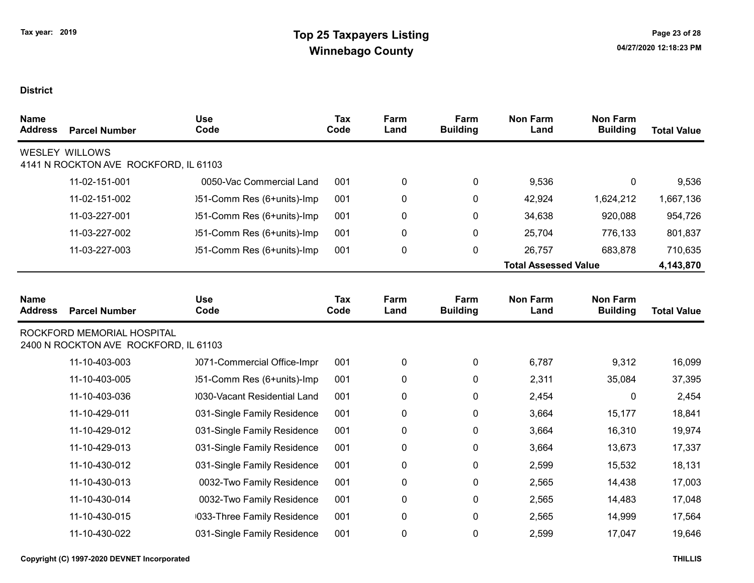# Top 25 Taxpayers Listing
## Winnebago County

Tax year: 2019

**District**

| Name Address | Parcel Number | Use Code | Tax Code | Farm Land | Farm Building | Non Farm Land | Non Farm Building | Total Value |
|---|---|---|---|---|---|---|---|---|
| WESLEY WILLOWS<br>4141 N ROCKTON AVE ROCKFORD, IL 61103 | | | | | | | | |
| | 11-02-151-001 | 0050-Vac Commercial Land | 001 | 0 | 0 | 9,536 | 0 | 9,536 |
| | 11-02-151-002 | )51-Comm Res (6+units)-Imp | 001 | 0 | 0 | 42,924 | 1,624,212 | 1,667,136 |
| | 11-03-227-001 | )51-Comm Res (6+units)-Imp | 001 | 0 | 0 | 34,638 | 920,088 | 954,726 |
| | 11-03-227-002 | )51-Comm Res (6+units)-Imp | 001 | 0 | 0 | 25,704 | 776,133 | 801,837 |
| | 11-03-227-003 | )51-Comm Res (6+units)-Imp | 001 | 0 | 0 | 26,757 | 683,878 | 710,635 |
| | | | | | | **Total Assessed Value** | | **4,143,870** |

| Name Address | Parcel Number | Use Code | Tax Code | Farm Land | Farm Building | Non Farm Land | Non Farm Building | Total Value |
|---|---|---|---|---|---|---|---|---|
| ROCKFORD MEMORIAL HOSPITAL<br>2400 N ROCKTON AVE ROCKFORD, IL 61103 | | | | | | | | |
| | 11-10-403-003 | )071-Commercial Office-Impr | 001 | 0 | 0 | 6,787 | 9,312 | 16,099 |
| | 11-10-403-005 | )51-Comm Res (6+units)-Imp | 001 | 0 | 0 | 2,311 | 35,084 | 37,395 |
| | 11-10-403-036 | )030-Vacant Residential Land | 001 | 0 | 0 | 2,454 | 0 | 2,454 |
| | 11-10-429-011 | 031-Single Family Residence | 001 | 0 | 0 | 3,664 | 15,177 | 18,841 |
| | 11-10-429-012 | 031-Single Family Residence | 001 | 0 | 0 | 3,664 | 16,310 | 19,974 |
| | 11-10-429-013 | 031-Single Family Residence | 001 | 0 | 0 | 3,664 | 13,673 | 17,337 |
| | 11-10-430-012 | 031-Single Family Residence | 001 | 0 | 0 | 2,599 | 15,532 | 18,131 |
| | 11-10-430-013 | 0032-Two Family Residence | 001 | 0 | 0 | 2,565 | 14,438 | 17,003 |
| | 11-10-430-014 | 0032-Two Family Residence | 001 | 0 | 0 | 2,565 | 14,483 | 17,048 |
| | 11-10-430-015 | )033-Three Family Residence | 001 | 0 | 0 | 2,565 | 14,999 | 17,564 |
| | 11-10-430-022 | 031-Single Family Residence | 001 | 0 | 0 | 2,599 | 17,047 | 19,646 |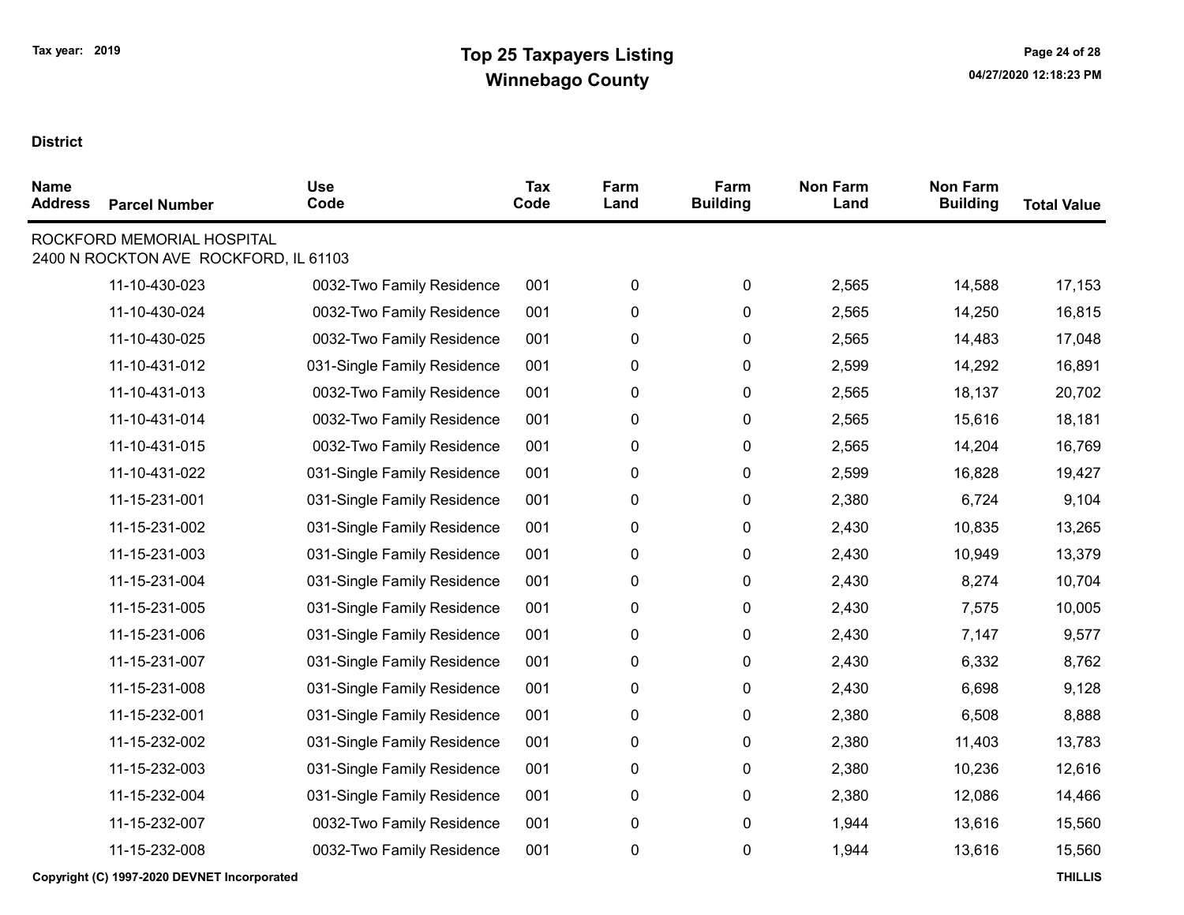# Top 25 Taxpayers Listing
## Winnebago County

Tax year: 2019

**District**

| Name / Address | Parcel Number | Use Code | Tax Code | Farm Land | Farm Building | Non Farm Land | Non Farm Building | Total Value |
|---|---|---|---|---|---|---|---|---|
| ROCKFORD MEMORIAL HOSPITAL<br>2400 N ROCKTON AVE ROCKFORD, IL 61103 | | | | | | | | |
| | 11-10-430-023 | 0032-Two Family Residence | 001 | 0 | 0 | 2,565 | 14,588 | 17,153 |
| | 11-10-430-024 | 0032-Two Family Residence | 001 | 0 | 0 | 2,565 | 14,250 | 16,815 |
| | 11-10-430-025 | 0032-Two Family Residence | 001 | 0 | 0 | 2,565 | 14,483 | 17,048 |
| | 11-10-431-012 | 031-Single Family Residence | 001 | 0 | 0 | 2,599 | 14,292 | 16,891 |
| | 11-10-431-013 | 0032-Two Family Residence | 001 | 0 | 0 | 2,565 | 18,137 | 20,702 |
| | 11-10-431-014 | 0032-Two Family Residence | 001 | 0 | 0 | 2,565 | 15,616 | 18,181 |
| | 11-10-431-015 | 0032-Two Family Residence | 001 | 0 | 0 | 2,565 | 14,204 | 16,769 |
| | 11-10-431-022 | 031-Single Family Residence | 001 | 0 | 0 | 2,599 | 16,828 | 19,427 |
| | 11-15-231-001 | 031-Single Family Residence | 001 | 0 | 0 | 2,380 | 6,724 | 9,104 |
| | 11-15-231-002 | 031-Single Family Residence | 001 | 0 | 0 | 2,430 | 10,835 | 13,265 |
| | 11-15-231-003 | 031-Single Family Residence | 001 | 0 | 0 | 2,430 | 10,949 | 13,379 |
| | 11-15-231-004 | 031-Single Family Residence | 001 | 0 | 0 | 2,430 | 8,274 | 10,704 |
| | 11-15-231-005 | 031-Single Family Residence | 001 | 0 | 0 | 2,430 | 7,575 | 10,005 |
| | 11-15-231-006 | 031-Single Family Residence | 001 | 0 | 0 | 2,430 | 7,147 | 9,577 |
| | 11-15-231-007 | 031-Single Family Residence | 001 | 0 | 0 | 2,430 | 6,332 | 8,762 |
| | 11-15-231-008 | 031-Single Family Residence | 001 | 0 | 0 | 2,430 | 6,698 | 9,128 |
| | 11-15-232-001 | 031-Single Family Residence | 001 | 0 | 0 | 2,380 | 6,508 | 8,888 |
| | 11-15-232-002 | 031-Single Family Residence | 001 | 0 | 0 | 2,380 | 11,403 | 13,783 |
| | 11-15-232-003 | 031-Single Family Residence | 001 | 0 | 0 | 2,380 | 10,236 | 12,616 |
| | 11-15-232-004 | 031-Single Family Residence | 001 | 0 | 0 | 2,380 | 12,086 | 14,466 |
| | 11-15-232-007 | 0032-Two Family Residence | 001 | 0 | 0 | 1,944 | 13,616 | 15,560 |
| | 11-15-232-008 | 0032-Two Family Residence | 001 | 0 | 0 | 1,944 | 13,616 | 15,560 |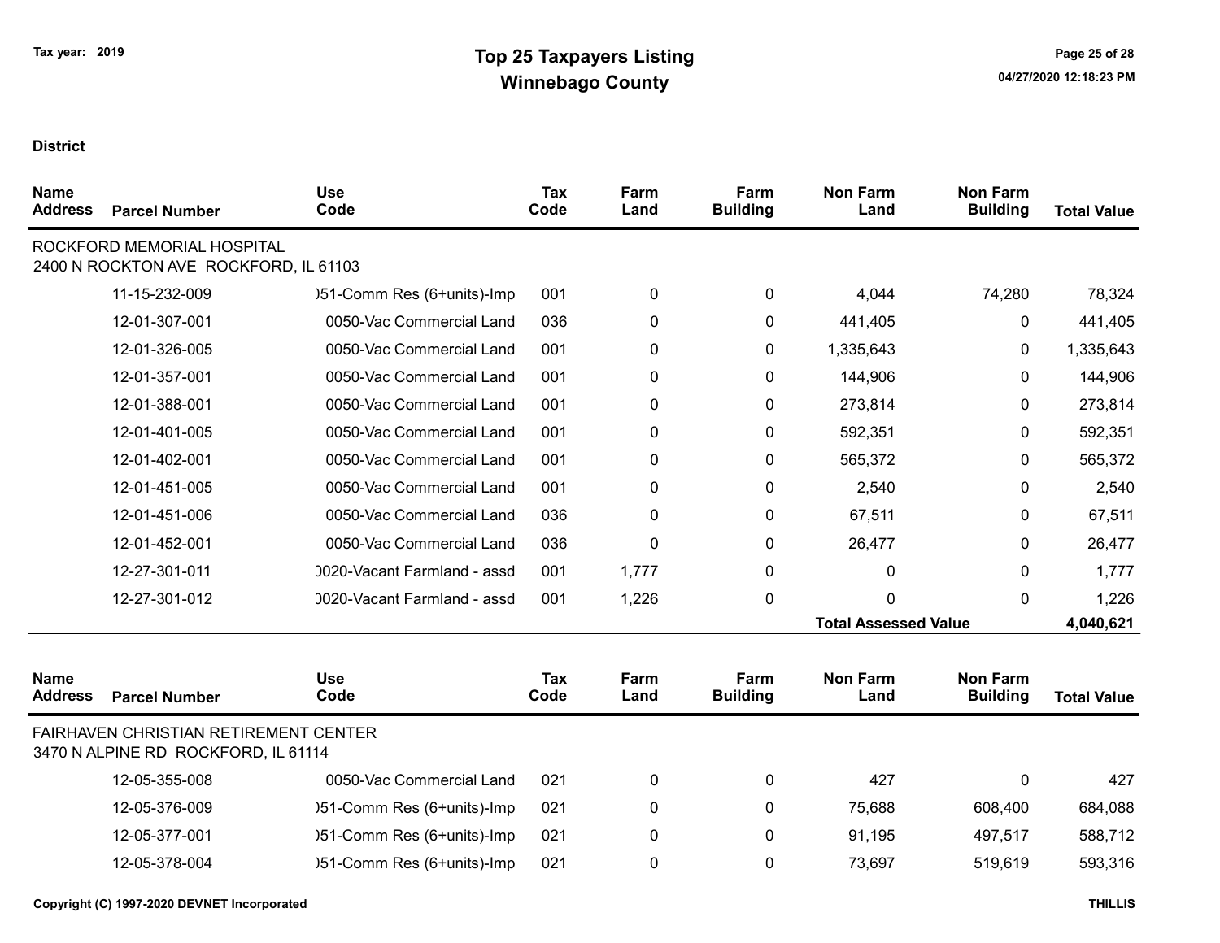**District**

| Name Address | Parcel Number | Use Code | Tax Code | Farm Land | Farm Building | Non Farm Land | Non Farm Building | Total Value |
|---|---|---|---|---|---|---|---|---|
| ROCKFORD MEMORIAL HOSPITAL 2400 N ROCKTON AVE ROCKFORD, IL 61103 | | | | | | | | |
| | 11-15-232-009 | )51-Comm Res (6+units)-Imp | 001 | 0 | 0 | 4,044 | 74,280 | 78,324 |
| | 12-01-307-001 | 0050-Vac Commercial Land | 036 | 0 | 0 | 441,405 | 0 | 441,405 |
| | 12-01-326-005 | 0050-Vac Commercial Land | 001 | 0 | 0 | 1,335,643 | 0 | 1,335,643 |
| | 12-01-357-001 | 0050-Vac Commercial Land | 001 | 0 | 0 | 144,906 | 0 | 144,906 |
| | 12-01-388-001 | 0050-Vac Commercial Land | 001 | 0 | 0 | 273,814 | 0 | 273,814 |
| | 12-01-401-005 | 0050-Vac Commercial Land | 001 | 0 | 0 | 592,351 | 0 | 592,351 |
| | 12-01-402-001 | 0050-Vac Commercial Land | 001 | 0 | 0 | 565,372 | 0 | 565,372 |
| | 12-01-451-005 | 0050-Vac Commercial Land | 001 | 0 | 0 | 2,540 | 0 | 2,540 |
| | 12-01-451-006 | 0050-Vac Commercial Land | 036 | 0 | 0 | 67,511 | 0 | 67,511 |
| | 12-01-452-001 | 0050-Vac Commercial Land | 036 | 0 | 0 | 26,477 | 0 | 26,477 |
| | 12-27-301-011 | )020-Vacant Farmland - assd | 001 | 1,777 | 0 | 0 | 0 | 1,777 |
| | 12-27-301-012 | )020-Vacant Farmland - assd | 001 | 1,226 | 0 | 0 | 0 | 1,226 |
| | | | | | | **Total Assessed Value** | | **4,040,621** |

| Name Address | Parcel Number | Use Code | Tax Code | Farm Land | Farm Building | Non Farm Land | Non Farm Building | Total Value |
|---|---|---|---|---|---|---|---|---|
| FAIRHAVEN CHRISTIAN RETIREMENT CENTER 3470 N ALPINE RD ROCKFORD, IL 61114 | | | | | | | | |
| | 12-05-355-008 | 0050-Vac Commercial Land | 021 | 0 | 0 | 427 | 0 | 427 |
| | 12-05-376-009 | )51-Comm Res (6+units)-Imp | 021 | 0 | 0 | 75,688 | 608,400 | 684,088 |
| | 12-05-377-001 | )51-Comm Res (6+units)-Imp | 021 | 0 | 0 | 91,195 | 497,517 | 588,712 |
| | 12-05-378-004 | )51-Comm Res (6+units)-Imp | 021 | 0 | 0 | 73,697 | 519,619 | 593,316 |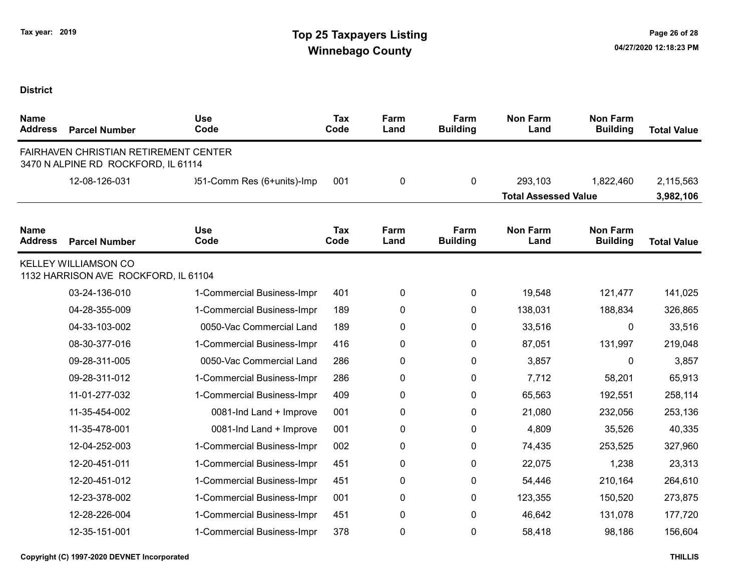Tax year: 2019

# Top 25 Taxpayers Listing
## Winnebago County

**District**

| Name Address | Parcel Number | Use Code | Tax Code | Farm Land | Farm Building | Non Farm Land | Non Farm Building | Total Value |
|---|---|---|---|---|---|---|---|---|
| FAIRHAVEN CHRISTIAN RETIREMENT CENTER 3470 N ALPINE RD ROCKFORD, IL 61114 | | | | | | | | |
| | 12-08-126-031 | )51-Comm Res (6+units)-Imp | 001 | 0 | 0 | 293,103 | 1,822,460 | 2,115,563 |
| | | | | | | **Total Assessed Value** | | **3,982,106** |

| Name Address | Parcel Number | Use Code | Tax Code | Farm Land | Farm Building | Non Farm Land | Non Farm Building | Total Value |
|---|---|---|---|---|---|---|---|---|
| KELLEY WILLIAMSON CO 1132 HARRISON AVE ROCKFORD, IL 61104 | | | | | | | | |
| | 03-24-136-010 | 1-Commercial Business-Impr | 401 | 0 | 0 | 19,548 | 121,477 | 141,025 |
| | 04-28-355-009 | 1-Commercial Business-Impr | 189 | 0 | 0 | 138,031 | 188,834 | 326,865 |
| | 04-33-103-002 | 0050-Vac Commercial Land | 189 | 0 | 0 | 33,516 | 0 | 33,516 |
| | 08-30-377-016 | 1-Commercial Business-Impr | 416 | 0 | 0 | 87,051 | 131,997 | 219,048 |
| | 09-28-311-005 | 0050-Vac Commercial Land | 286 | 0 | 0 | 3,857 | 0 | 3,857 |
| | 09-28-311-012 | 1-Commercial Business-Impr | 286 | 0 | 0 | 7,712 | 58,201 | 65,913 |
| | 11-01-277-032 | 1-Commercial Business-Impr | 409 | 0 | 0 | 65,563 | 192,551 | 258,114 |
| | 11-35-454-002 | 0081-Ind Land + Improve | 001 | 0 | 0 | 21,080 | 232,056 | 253,136 |
| | 11-35-478-001 | 0081-Ind Land + Improve | 001 | 0 | 0 | 4,809 | 35,526 | 40,335 |
| | 12-04-252-003 | 1-Commercial Business-Impr | 002 | 0 | 0 | 74,435 | 253,525 | 327,960 |
| | 12-20-451-011 | 1-Commercial Business-Impr | 451 | 0 | 0 | 22,075 | 1,238 | 23,313 |
| | 12-20-451-012 | 1-Commercial Business-Impr | 451 | 0 | 0 | 54,446 | 210,164 | 264,610 |
| | 12-23-378-002 | 1-Commercial Business-Impr | 001 | 0 | 0 | 123,355 | 150,520 | 273,875 |
| | 12-28-226-004 | 1-Commercial Business-Impr | 451 | 0 | 0 | 46,642 | 131,078 | 177,720 |
| | 12-35-151-001 | 1-Commercial Business-Impr | 378 | 0 | 0 | 58,418 | 98,186 | 156,604 |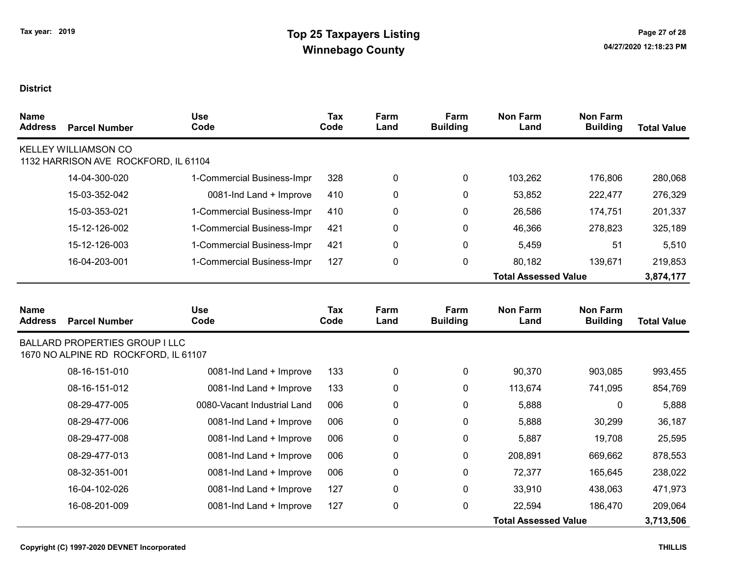# Top 25 Taxpayers Listing

## Winnebago County

Tax year: 2019

**District**

| Name / Address | Parcel Number | Use Code | Tax Code | Farm Land | Farm Building | Non Farm Land | Non Farm Building | Total Value |
|---|---|---|---|---|---|---|---|---|
| KELLEY WILLIAMSON CO<br>1132 HARRISON AVE ROCKFORD, IL 61104 | | | | | | | | |
| | 14-04-300-020 | 1-Commercial Business-Impr | 328 | 0 | 0 | 103,262 | 176,806 | 280,068 |
| | 15-03-352-042 | 0081-Ind Land + Improve | 410 | 0 | 0 | 53,852 | 222,477 | 276,329 |
| | 15-03-353-021 | 1-Commercial Business-Impr | 410 | 0 | 0 | 26,586 | 174,751 | 201,337 |
| | 15-12-126-002 | 1-Commercial Business-Impr | 421 | 0 | 0 | 46,366 | 278,823 | 325,189 |
| | 15-12-126-003 | 1-Commercial Business-Impr | 421 | 0 | 0 | 5,459 | 51 | 5,510 |
| | 16-04-203-001 | 1-Commercial Business-Impr | 127 | 0 | 0 | 80,182 | 139,671 | 219,853 |
| | | | | | | **Total Assessed Value** | | **3,874,177** |

| Name / Address | Parcel Number | Use Code | Tax Code | Farm Land | Farm Building | Non Farm Land | Non Farm Building | Total Value |
|---|---|---|---|---|---|---|---|---|
| BALLARD PROPERTIES GROUP I LLC<br>1670 NO ALPINE RD ROCKFORD, IL 61107 | | | | | | | | |
| | 08-16-151-010 | 0081-Ind Land + Improve | 133 | 0 | 0 | 90,370 | 903,085 | 993,455 |
| | 08-16-151-012 | 0081-Ind Land + Improve | 133 | 0 | 0 | 113,674 | 741,095 | 854,769 |
| | 08-29-477-005 | 0080-Vacant Industrial Land | 006 | 0 | 0 | 5,888 | 0 | 5,888 |
| | 08-29-477-006 | 0081-Ind Land + Improve | 006 | 0 | 0 | 5,888 | 30,299 | 36,187 |
| | 08-29-477-008 | 0081-Ind Land + Improve | 006 | 0 | 0 | 5,887 | 19,708 | 25,595 |
| | 08-29-477-013 | 0081-Ind Land + Improve | 006 | 0 | 0 | 208,891 | 669,662 | 878,553 |
| | 08-32-351-001 | 0081-Ind Land + Improve | 006 | 0 | 0 | 72,377 | 165,645 | 238,022 |
| | 16-04-102-026 | 0081-Ind Land + Improve | 127 | 0 | 0 | 33,910 | 438,063 | 471,973 |
| | 16-08-201-009 | 0081-Ind Land + Improve | 127 | 0 | 0 | 22,594 | 186,470 | 209,064 |
| | | | | | | **Total Assessed Value** | | **3,713,506** |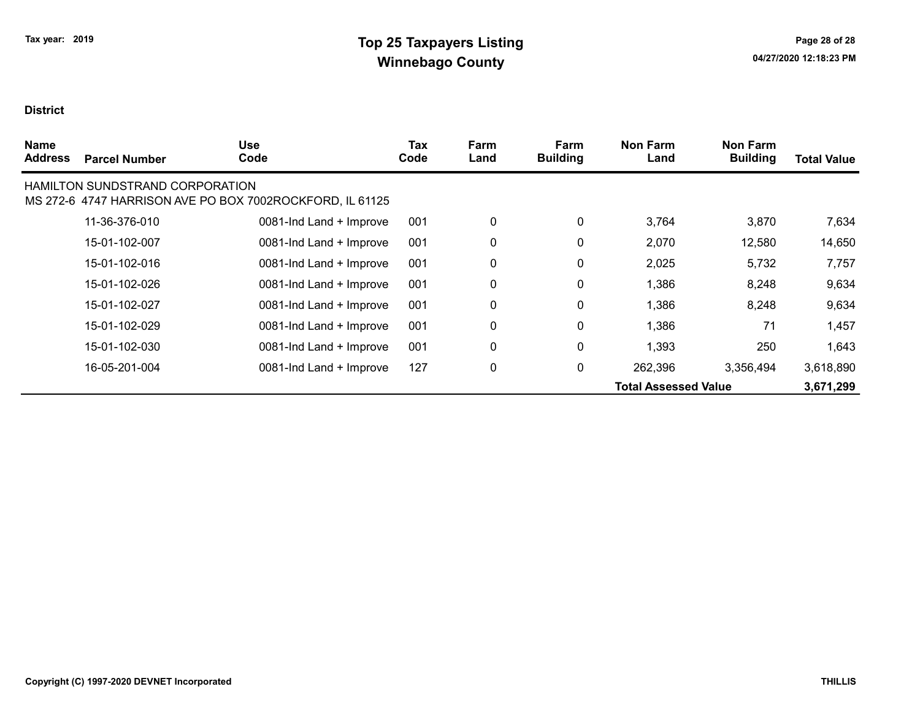Tax year: 2019

# Top 25 Taxpayers Listing
## Winnebago County

**District**

| Name Address | Parcel Number | Use Code | Tax Code | Farm Land | Farm Building | Non Farm Land | Non Farm Building | Total Value |
|---|---|---|---|---|---|---|---|---|
| HAMILTON SUNDSTRAND CORPORATION<br>MS 272-6 4747 HARRISON AVE PO BOX 7002ROCKFORD, IL 61125 | | | | | | | | |
| | 11-36-376-010 | 0081-Ind Land + Improve | 001 | 0 | 0 | 3,764 | 3,870 | 7,634 |
| | 15-01-102-007 | 0081-Ind Land + Improve | 001 | 0 | 0 | 2,070 | 12,580 | 14,650 |
| | 15-01-102-016 | 0081-Ind Land + Improve | 001 | 0 | 0 | 2,025 | 5,732 | 7,757 |
| | 15-01-102-026 | 0081-Ind Land + Improve | 001 | 0 | 0 | 1,386 | 8,248 | 9,634 |
| | 15-01-102-027 | 0081-Ind Land + Improve | 001 | 0 | 0 | 1,386 | 8,248 | 9,634 |
| | 15-01-102-029 | 0081-Ind Land + Improve | 001 | 0 | 0 | 1,386 | 71 | 1,457 |
| | 15-01-102-030 | 0081-Ind Land + Improve | 001 | 0 | 0 | 1,393 | 250 | 1,643 |
| | 16-05-201-004 | 0081-Ind Land + Improve | 127 | 0 | 0 | 262,396 | 3,356,494 | 3,618,890 |
| | | | | | | **Total Assessed Value** | | **3,671,299** |

Copyright (C) 1997-2020 DEVNET Incorporated

THILLIS